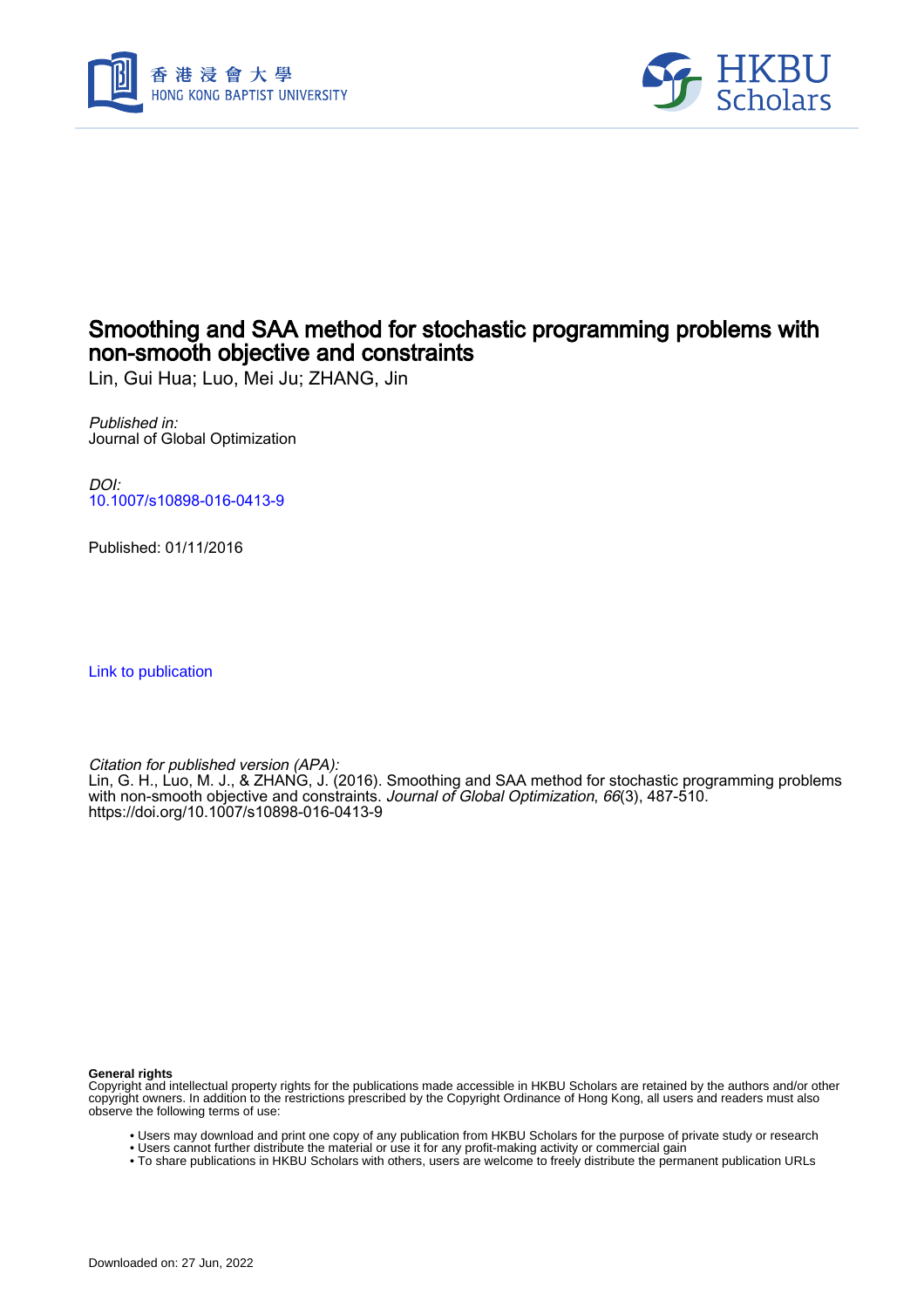# Smoothing and SAA method for stochastic programming problems with non-smooth objective and constraints

Lin, Gui Hua; Luo, Mei Ju; ZHANG, Jin

*Published in:*
Journal of Global Optimization

*DOI:*
10.1007/s10898-016-0413-9

Published: 01/11/2016

Link to publication

*Citation for published version (APA):*
Lin, G. H., Luo, M. J., & ZHANG, J. (2016). Smoothing and SAA method for stochastic programming problems with non-smooth objective and constraints. *Journal of Global Optimization*, *66*(3), 487-510. https://doi.org/10.1007/s10898-016-0413-9

**General rights**
Copyright and intellectual property rights for the publications made accessible in HKBU Scholars are retained by the authors and/or other copyright owners. In addition to the restrictions prescribed by the Copyright Ordinance of Hong Kong, all users and readers must also observe the following terms of use:

- Users may download and print one copy of any publication from HKBU Scholars for the purpose of private study or research
- Users cannot further distribute the material or use it for any profit-making activity or commercial gain
- To share publications in HKBU Scholars with others, users are welcome to freely distribute the permanent publication URLs

Downloaded on: 27 Jun, 2022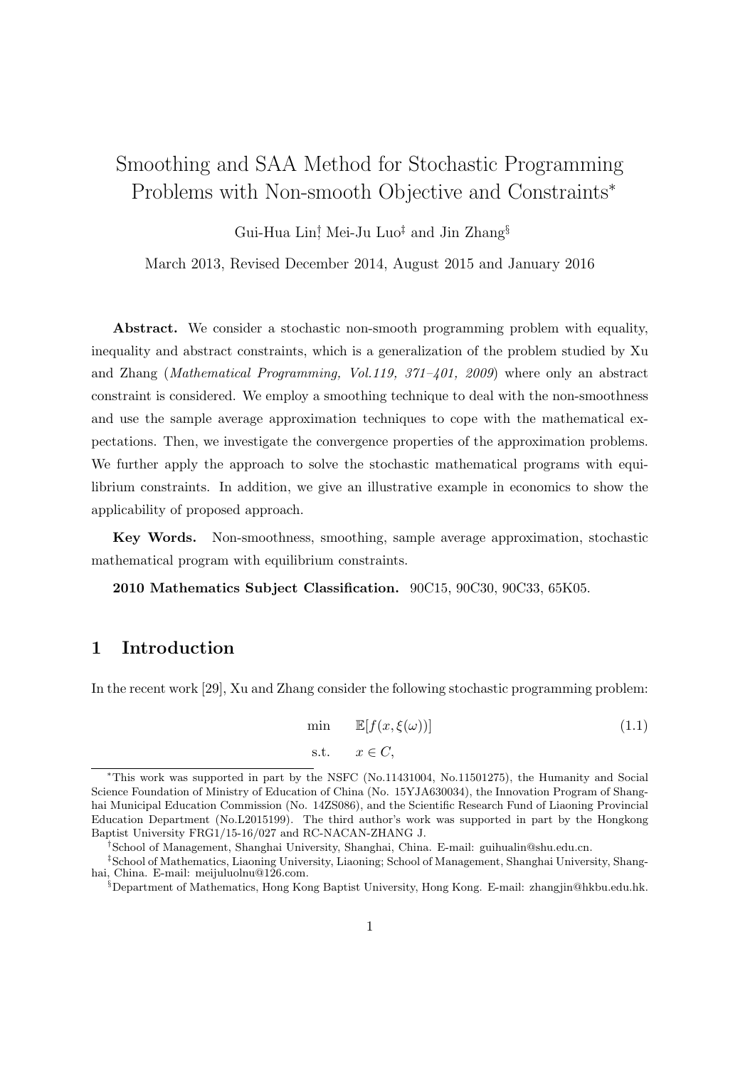# Smoothing and SAA Method for Stochastic Programming Problems with Non-smooth Objective and Constraints*

Gui-Hua Lin[†], Mei-Ju Luo[‡] and Jin Zhang[§]

March 2013, Revised December 2014, August 2015 and January 2016

**Abstract.** We consider a stochastic non-smooth programming problem with equality, inequality and abstract constraints, which is a generalization of the problem studied by Xu and Zhang (*Mathematical Programming, Vol.119, 371–401, 2009*) where only an abstract constraint is considered. We employ a smoothing technique to deal with the non-smoothness and use the sample average approximation techniques to cope with the mathematical expectations. Then, we investigate the convergence properties of the approximation problems. We further apply the approach to solve the stochastic mathematical programs with equilibrium constraints. In addition, we give an illustrative example in economics to show the applicability of proposed approach.

**Key Words.** Non-smoothness, smoothing, sample average approximation, stochastic mathematical program with equilibrium constraints.

**2010 Mathematics Subject Classification.** 90C15, 90C30, 90C33, 65K05.

## 1 Introduction

In the recent work [29], Xu and Zhang consider the following stochastic programming problem:

$$\begin{aligned} \min \quad & \mathbb{E}[f(x, \xi(\omega))] \\ \text{s.t.} \quad & x \in C, \end{aligned} \tag{1.1}$$

---

*This work was supported in part by the NSFC (No.11431004, No.11501275), the Humanity and Social Science Foundation of Ministry of Education of China (No. 15YJA630034), the Innovation Program of Shanghai Municipal Education Commission (No. 14ZS086), and the Scientific Research Fund of Liaoning Provincial Education Department (No.L2015199). The third author's work was supported in part by the Hongkong Baptist University FRG1/15-16/027 and RC-NACAN-ZHANG J.

[†]School of Management, Shanghai University, Shanghai, China. E-mail: guihualin@shu.edu.cn.

[‡]School of Mathematics, Liaoning University, Liaoning; School of Management, Shanghai University, Shanghai, China. E-mail: meijuluolnu@126.com.

[§]Department of Mathematics, Hong Kong Baptist University, Hong Kong. E-mail: zhangjin@hkbu.edu.hk.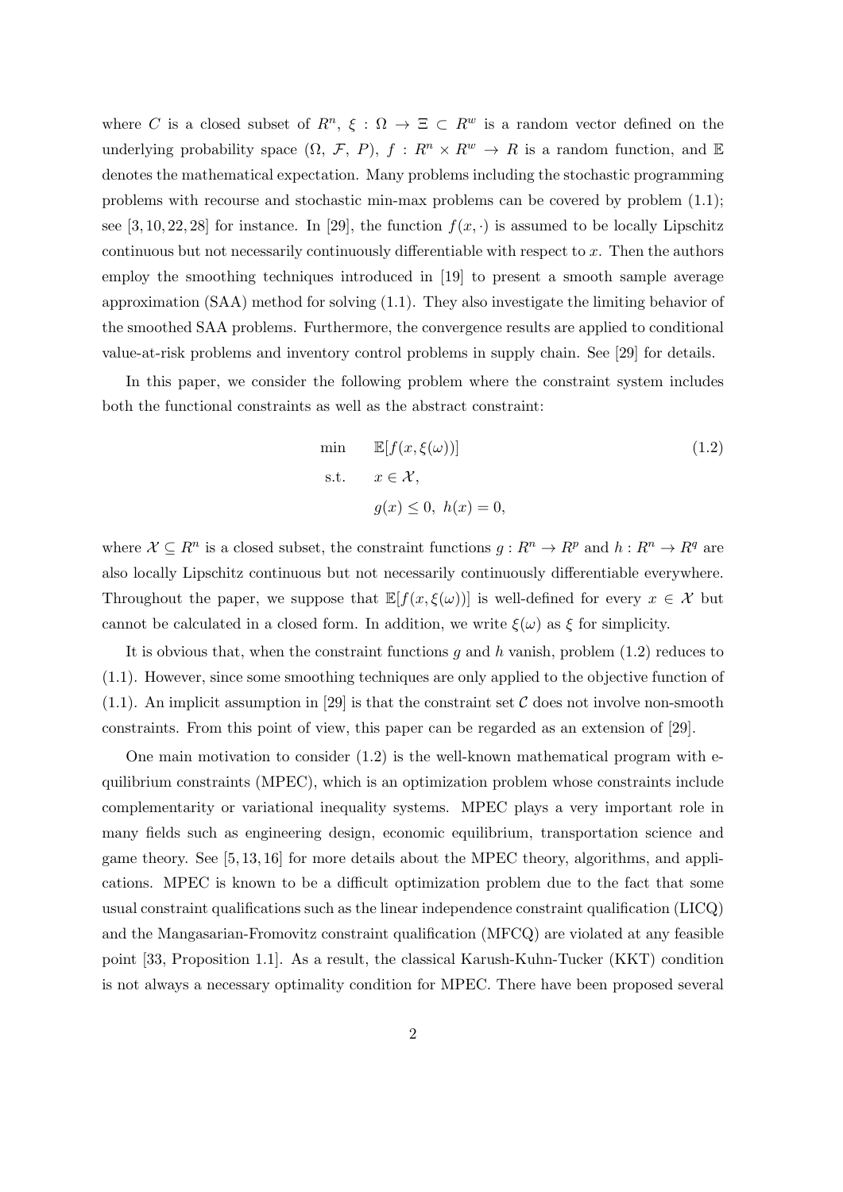where $C$ is a closed subset of $R^n$, $\xi : \Omega \to \Xi \subset R^w$ is a random vector defined on the underlying probability space $(\Omega,\ \mathcal{F},\ P)$, $f : R^n \times R^w \to R$ is a random function, and $\mathbb{E}$ denotes the mathematical expectation. Many problems including the stochastic programming problems with recourse and stochastic min-max problems can be covered by problem (1.1); see [3, 10, 22, 28] for instance. In [29], the function $f(x, \cdot)$ is assumed to be locally Lipschitz continuous but not necessarily continuously differentiable with respect to $x$. Then the authors employ the smoothing techniques introduced in [19] to present a smooth sample average approximation (SAA) method for solving (1.1). They also investigate the limiting behavior of the smoothed SAA problems. Furthermore, the convergence results are applied to conditional value-at-risk problems and inventory control problems in supply chain. See [29] for details.

In this paper, we consider the following problem where the constraint system includes both the functional constraints as well as the abstract constraint:

$$
\begin{aligned}
\min \quad & \mathbb{E}[f(x, \xi(\omega))] \\
\text{s.t.} \quad & x \in \mathcal{X}, \\
& g(x) \leq 0,\ h(x) = 0,
\end{aligned}
\tag{1.2}
$$

where $\mathcal{X} \subseteq R^n$ is a closed subset, the constraint functions $g : R^n \to R^p$ and $h : R^n \to R^q$ are also locally Lipschitz continuous but not necessarily continuously differentiable everywhere. Throughout the paper, we suppose that $\mathbb{E}[f(x, \xi(\omega))]$ is well-defined for every $x \in \mathcal{X}$ but cannot be calculated in a closed form. In addition, we write $\xi(\omega)$ as $\xi$ for simplicity.

It is obvious that, when the constraint functions $g$ and $h$ vanish, problem (1.2) reduces to (1.1). However, since some smoothing techniques are only applied to the objective function of (1.1). An implicit assumption in [29] is that the constraint set $\mathcal{C}$ does not involve non-smooth constraints. From this point of view, this paper can be regarded as an extension of [29].

One main motivation to consider (1.2) is the well-known mathematical program with equilibrium constraints (MPEC), which is an optimization problem whose constraints include complementarity or variational inequality systems. MPEC plays a very important role in many fields such as engineering design, economic equilibrium, transportation science and game theory. See [5, 13, 16] for more details about the MPEC theory, algorithms, and applications. MPEC is known to be a difficult optimization problem due to the fact that some usual constraint qualifications such as the linear independence constraint qualification (LICQ) and the Mangasarian-Fromovitz constraint qualification (MFCQ) are violated at any feasible point [33, Proposition 1.1]. As a result, the classical Karush-Kuhn-Tucker (KKT) condition is not always a necessary optimality condition for MPEC. There have been proposed several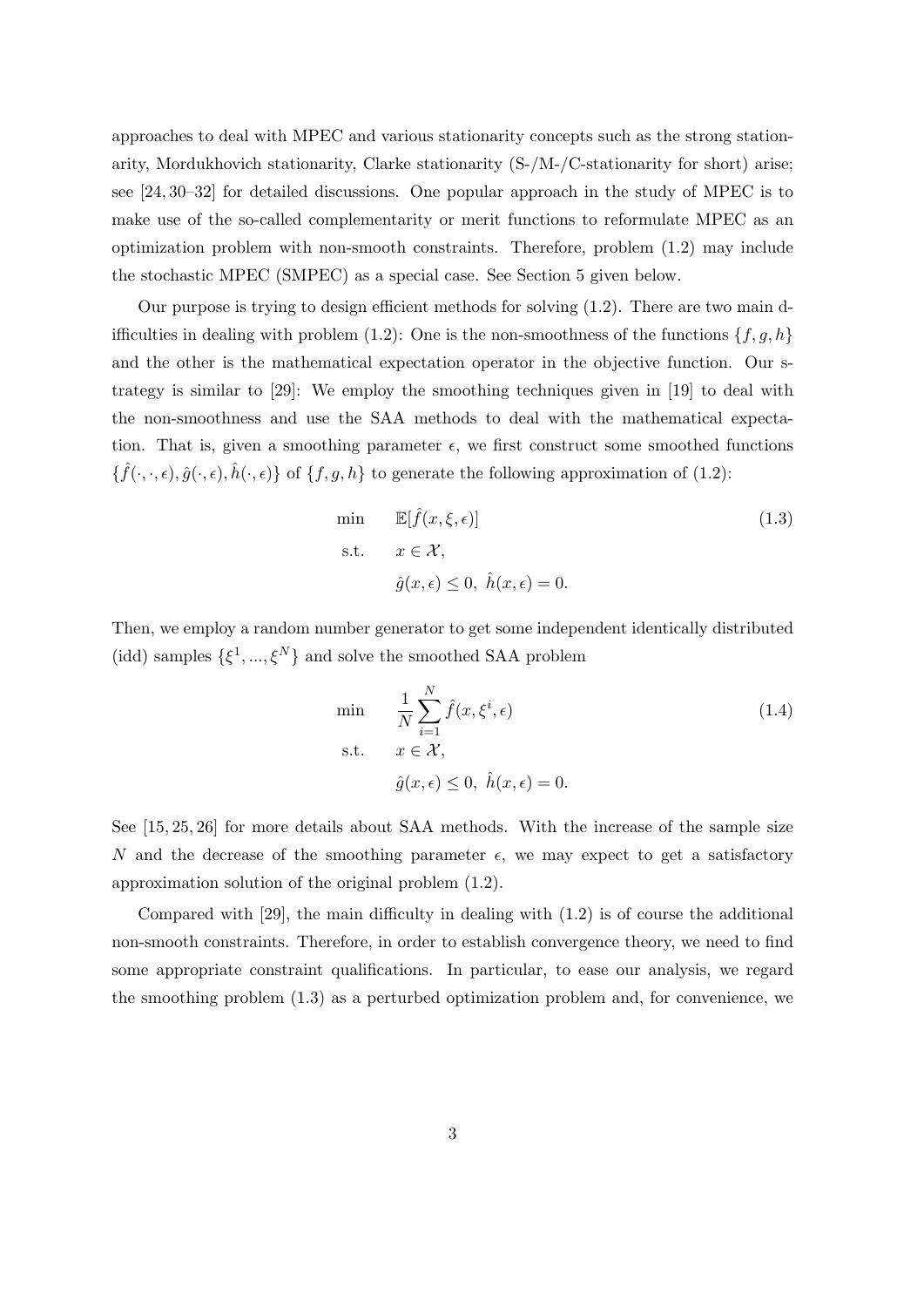approaches to deal with MPEC and various stationarity concepts such as the strong stationarity, Mordukhovich stationarity, Clarke stationarity (S-/M-/C-stationarity for short) arise; see [24, 30–32] for detailed discussions. One popular approach in the study of MPEC is to make use of the so-called complementarity or merit functions to reformulate MPEC as an optimization problem with non-smooth constraints. Therefore, problem (1.2) may include the stochastic MPEC (SMPEC) as a special case. See Section 5 given below.

Our purpose is trying to design efficient methods for solving (1.2). There are two main difficulties in dealing with problem (1.2): One is the non-smoothness of the functions $\{f, g, h\}$ and the other is the mathematical expectation operator in the objective function. Our strategy is similar to [29]: We employ the smoothing techniques given in [19] to deal with the non-smoothness and use the SAA methods to deal with the mathematical expectation. That is, given a smoothing parameter $\epsilon$, we first construct some smoothed functions $\{\hat{f}(\cdot,\cdot,\epsilon), \hat{g}(\cdot,\epsilon), \hat{h}(\cdot,\epsilon)\}$ of $\{f, g, h\}$ to generate the following approximation of (1.2):

$$
\begin{aligned}
\min \quad & \mathbb{E}[\hat{f}(x,\xi,\epsilon)] \\
\text{s.t.} \quad & x \in \mathcal{X}, \\
& \hat{g}(x,\epsilon) \le 0, \; \hat{h}(x,\epsilon) = 0.
\end{aligned}
\tag{1.3}
$$

Then, we employ a random number generator to get some independent identically distributed (idd) samples $\{\xi^1, ..., \xi^N\}$ and solve the smoothed SAA problem

$$
\begin{aligned}
\min \quad & \frac{1}{N}\sum_{i=1}^{N} \hat{f}(x,\xi^i,\epsilon) \\
\text{s.t.} \quad & x \in \mathcal{X}, \\
& \hat{g}(x,\epsilon) \le 0, \; \hat{h}(x,\epsilon) = 0.
\end{aligned}
\tag{1.4}
$$

See [15, 25, 26] for more details about SAA methods. With the increase of the sample size $N$ and the decrease of the smoothing parameter $\epsilon$, we may expect to get a satisfactory approximation solution of the original problem (1.2).

Compared with [29], the main difficulty in dealing with (1.2) is of course the additional non-smooth constraints. Therefore, in order to establish convergence theory, we need to find some appropriate constraint qualifications. In particular, to ease our analysis, we regard the smoothing problem (1.3) as a perturbed optimization problem and, for convenience, we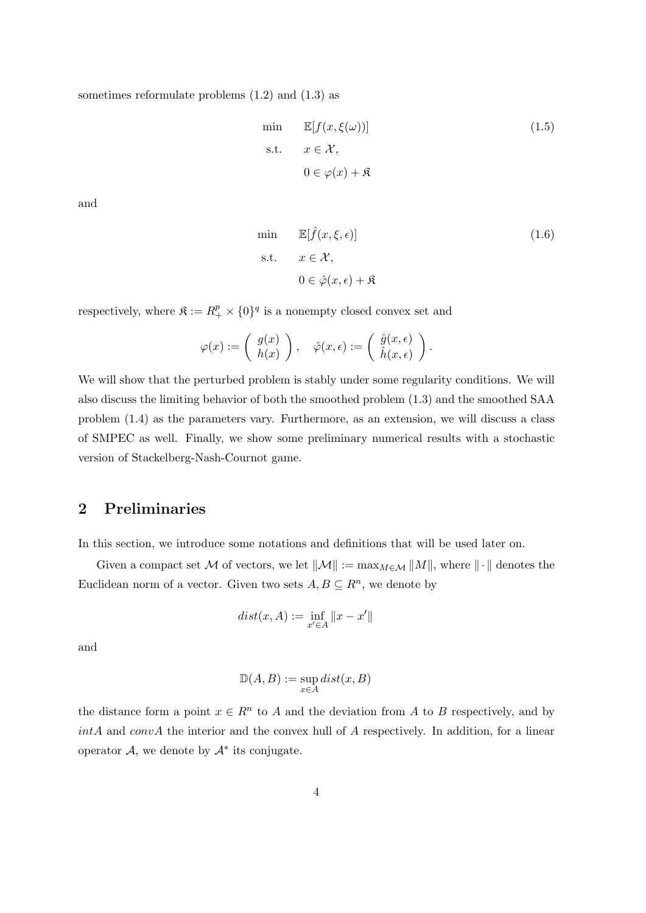sometimes reformulate problems (1.2) and (1.3) as

$$
\begin{aligned}
\min \quad & \mathbb{E}[f(x,\xi(\omega))] \\
\text{s.t.} \quad & x \in \mathcal{X}, \\
& 0 \in \varphi(x) + \mathfrak{K}
\end{aligned}
\tag{1.5}
$$

and

$$
\begin{aligned}
\min \quad & \mathbb{E}[\hat{f}(x,\xi,\epsilon)] \\
\text{s.t.} \quad & x \in \mathcal{X}, \\
& 0 \in \hat{\varphi}(x,\epsilon) + \mathfrak{K}
\end{aligned}
\tag{1.6}
$$

respectively, where $\mathfrak{K} := R^p_+ \times \{0\}^q$ is a nonempty closed convex set and

$$
\varphi(x) := \begin{pmatrix} g(x) \\ h(x) \end{pmatrix}, \quad \hat{\varphi}(x,\epsilon) := \begin{pmatrix} \hat{g}(x,\epsilon) \\ \hat{h}(x,\epsilon) \end{pmatrix}.
$$

We will show that the perturbed problem is stably under some regularity conditions. We will also discuss the limiting behavior of both the smoothed problem (1.3) and the smoothed SAA problem (1.4) as the parameters vary. Furthermore, as an extension, we will discuss a class of SMPEC as well. Finally, we show some preliminary numerical results with a stochastic version of Stackelberg-Nash-Cournot game.

## 2 Preliminaries

In this section, we introduce some notations and definitions that will be used later on.

Given a compact set $\mathcal{M}$ of vectors, we let $\|\mathcal{M}\| := \max_{M\in\mathcal{M}} \|M\|$, where $\|\cdot\|$ denotes the Euclidean norm of a vector. Given two sets $A, B \subseteq R^n$, we denote by

$$
dist(x,A) := \inf_{x'\in A} \|x - x'\|
$$

and

$$
\mathbb{D}(A,B) := \sup_{x\in A} dist(x,B)
$$

the distance form a point $x \in R^n$ to $A$ and the deviation from $A$ to $B$ respectively, and by $intA$ and $convA$ the interior and the convex hull of $A$ respectively. In addition, for a linear operator $\mathcal{A}$, we denote by $\mathcal{A}^*$ its conjugate.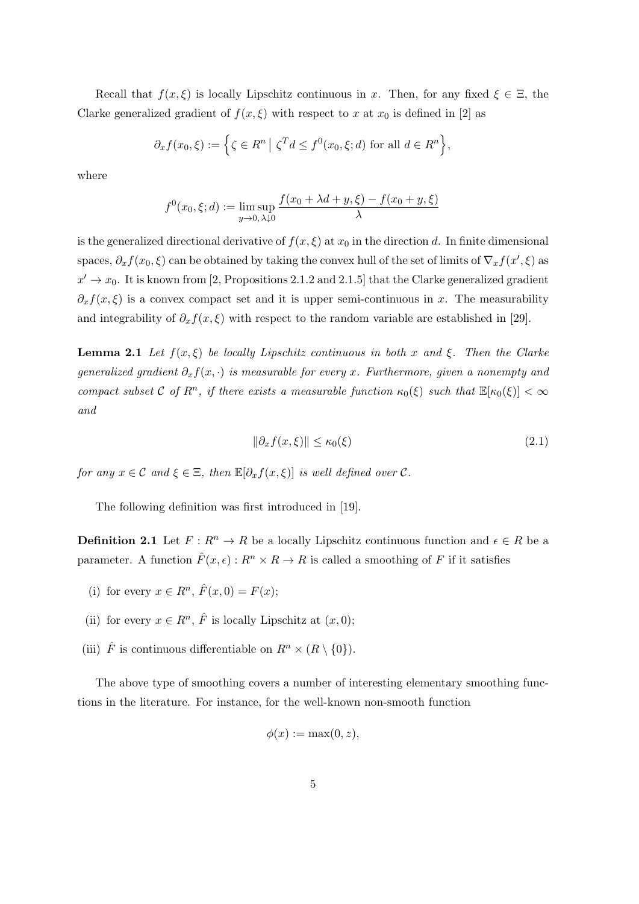Recall that $f(x, \xi)$ is locally Lipschitz continuous in $x$. Then, for any fixed $\xi \in \Xi$, the Clarke generalized gradient of $f(x, \xi)$ with respect to $x$ at $x_0$ is defined in [2] as

$$\partial_x f(x_0, \xi) := \Big\{ \zeta \in R^n \,\big|\, \zeta^T d \le f^0(x_0, \xi; d) \text{ for all } d \in R^n \Big\},$$

where

$$f^0(x_0, \xi; d) := \limsup_{y \to 0,\, \lambda \downarrow 0} \frac{f(x_0 + \lambda d + y, \xi) - f(x_0 + y, \xi)}{\lambda}$$

is the generalized directional derivative of $f(x, \xi)$ at $x_0$ in the direction $d$. In finite dimensional spaces, $\partial_x f(x_0, \xi)$ can be obtained by taking the convex hull of the set of limits of $\nabla_x f(x', \xi)$ as $x' \to x_0$. It is known from [2, Propositions 2.1.2 and 2.1.5] that the Clarke generalized gradient $\partial_x f(x, \xi)$ is a convex compact set and it is upper semi-continuous in $x$. The measurability and integrability of $\partial_x f(x, \xi)$ with respect to the random variable are established in [29].

**Lemma 2.1** *Let $f(x, \xi)$ be locally Lipschitz continuous in both $x$ and $\xi$. Then the Clarke generalized gradient $\partial_x f(x, \cdot)$ is measurable for every $x$. Furthermore, given a nonempty and compact subset $\mathcal{C}$ of $R^n$, if there exists a measurable function $\kappa_0(\xi)$ such that $\mathbb{E}[\kappa_0(\xi)] < \infty$ and*

$$\|\partial_x f(x, \xi)\| \le \kappa_0(\xi) \tag{2.1}$$

*for any $x \in \mathcal{C}$ and $\xi \in \Xi$, then $\mathbb{E}[\partial_x f(x, \xi)]$ is well defined over $\mathcal{C}$.*

The following definition was first introduced in [19].

**Definition 2.1** Let $F : R^n \to R$ be a locally Lipschitz continuous function and $\epsilon \in R$ be a parameter. A function $\hat{F}(x, \epsilon) : R^n \times R \to R$ is called a smoothing of $F$ if it satisfies

(i) for every $x \in R^n$, $\hat{F}(x, 0) = F(x)$;

(ii) for every $x \in R^n$, $\hat{F}$ is locally Lipschitz at $(x, 0)$;

(iii) $\hat{F}$ is continuous differentiable on $R^n \times (R \setminus \{0\})$.

The above type of smoothing covers a number of interesting elementary smoothing functions in the literature. For instance, for the well-known non-smooth function

$$\phi(x) := \max(0, z),$$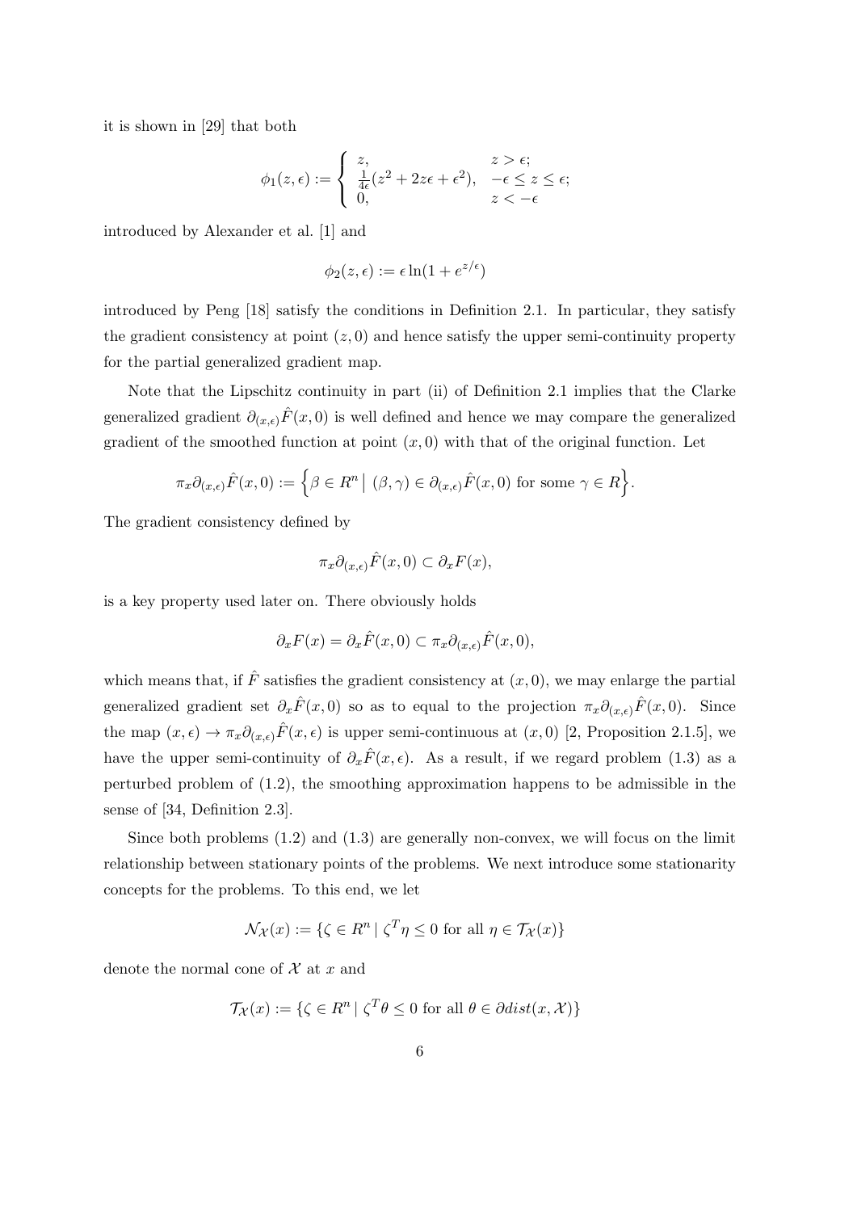it is shown in [29] that both

$$\phi_1(z,\epsilon) := \begin{cases} z, & z > \epsilon; \\ \frac{1}{4\epsilon}(z^2 + 2z\epsilon + \epsilon^2), & -\epsilon \le z \le \epsilon; \\ 0, & z < -\epsilon \end{cases}$$

introduced by Alexander et al. [1] and

$$\phi_2(z,\epsilon) := \epsilon \ln(1 + e^{z/\epsilon})$$

introduced by Peng [18] satisfy the conditions in Definition 2.1. In particular, they satisfy the gradient consistency at point $(z, 0)$ and hence satisfy the upper semi-continuity property for the partial generalized gradient map.

Note that the Lipschitz continuity in part (ii) of Definition 2.1 implies that the Clarke generalized gradient $\partial_{(x,\epsilon)}\hat{F}(x, 0)$ is well defined and hence we may compare the generalized gradient of the smoothed function at point $(x, 0)$ with that of the original function. Let

$$\pi_x \partial_{(x,\epsilon)} \hat{F}(x,0) := \Big\{ \beta \in R^n \,\Big|\, (\beta, \gamma) \in \partial_{(x,\epsilon)}\hat{F}(x,0) \text{ for some } \gamma \in R \Big\}.$$

The gradient consistency defined by

$$\pi_x \partial_{(x,\epsilon)} \hat{F}(x,0) \subset \partial_x F(x),$$

is a key property used later on. There obviously holds

$$\partial_x F(x) = \partial_x \hat{F}(x,0) \subset \pi_x \partial_{(x,\epsilon)} \hat{F}(x,0),$$

which means that, if $\hat{F}$ satisfies the gradient consistency at $(x, 0)$, we may enlarge the partial generalized gradient set $\partial_x \hat{F}(x, 0)$ so as to equal to the projection $\pi_x \partial_{(x,\epsilon)}\hat{F}(x, 0)$. Since the map $(x, \epsilon) \to \pi_x \partial_{(x,\epsilon)} \hat{F}(x, \epsilon)$ is upper semi-continuous at $(x, 0)$ [2, Proposition 2.1.5], we have the upper semi-continuity of $\partial_x \hat{F}(x, \epsilon)$. As a result, if we regard problem (1.3) as a perturbed problem of (1.2), the smoothing approximation happens to be admissible in the sense of [34, Definition 2.3].

Since both problems (1.2) and (1.3) are generally non-convex, we will focus on the limit relationship between stationary points of the problems. We next introduce some stationarity concepts for the problems. To this end, we let

$$\mathcal{N}_{\mathcal{X}}(x) := \{\zeta \in R^n \mid \zeta^T \eta \le 0 \text{ for all } \eta \in \mathcal{T}_{\mathcal{X}}(x)\}$$

denote the normal cone of $\mathcal{X}$ at $x$ and

$$\mathcal{T}_{\mathcal{X}}(x) := \{\zeta \in R^n \mid \zeta^T \theta \le 0 \text{ for all } \theta \in \partial dist(x, \mathcal{X})\}$$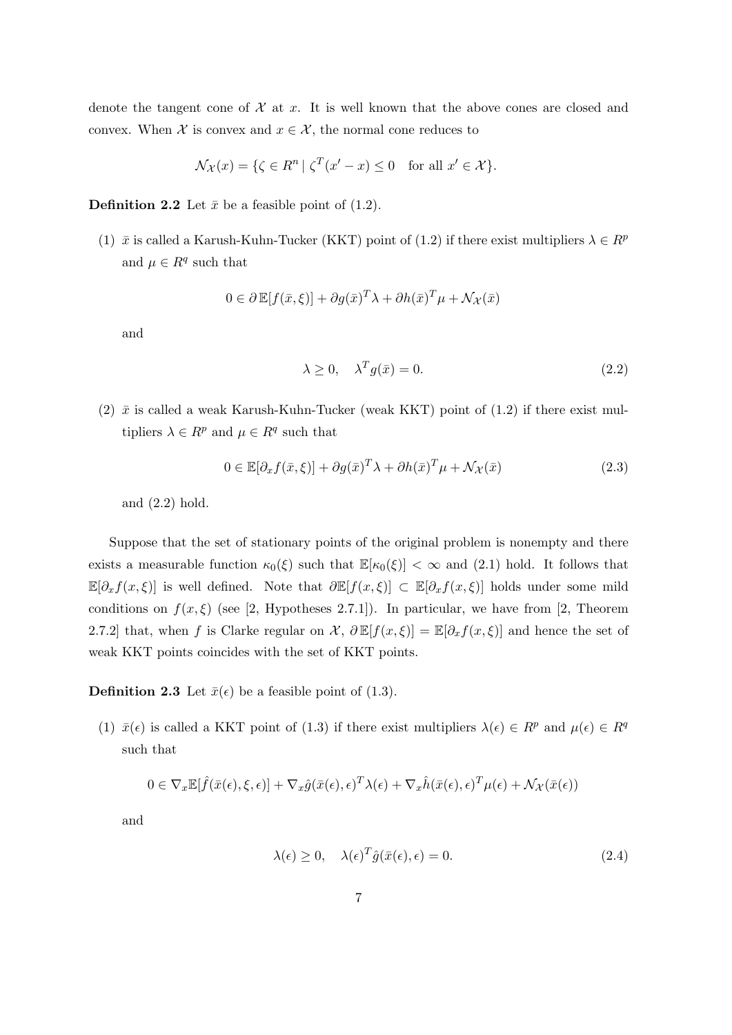denote the tangent cone of $\mathcal{X}$ at $x$. It is well known that the above cones are closed and convex. When $\mathcal{X}$ is convex and $x \in \mathcal{X}$, the normal cone reduces to

$$\mathcal{N}_{\mathcal{X}}(x) = \{\zeta \in R^n \mid \zeta^T(x' - x) \leq 0 \quad \text{for all } x' \in \mathcal{X}\}.$$

**Definition 2.2** Let $\bar{x}$ be a feasible point of (1.2).

(1) $\bar{x}$ is called a Karush-Kuhn-Tucker (KKT) point of (1.2) if there exist multipliers $\lambda \in R^p$ and $\mu \in R^q$ such that

$$0 \in \partial\,\mathbb{E}[f(\bar{x}, \xi)] + \partial g(\bar{x})^T \lambda + \partial h(\bar{x})^T \mu + \mathcal{N}_{\mathcal{X}}(\bar{x})$$

and

$$\lambda \geq 0, \quad \lambda^T g(\bar{x}) = 0. \tag{2.2}$$

(2) $\bar{x}$ is called a weak Karush-Kuhn-Tucker (weak KKT) point of (1.2) if there exist multipliers $\lambda \in R^p$ and $\mu \in R^q$ such that

$$0 \in \mathbb{E}[\partial_x f(\bar{x}, \xi)] + \partial g(\bar{x})^T \lambda + \partial h(\bar{x})^T \mu + \mathcal{N}_{\mathcal{X}}(\bar{x}) \tag{2.3}$$

and (2.2) hold.

Suppose that the set of stationary points of the original problem is nonempty and there exists a measurable function $\kappa_0(\xi)$ such that $\mathbb{E}[\kappa_0(\xi)] < \infty$ and (2.1) hold. It follows that $\mathbb{E}[\partial_x f(x, \xi)]$ is well defined. Note that $\partial\mathbb{E}[f(x, \xi)] \subset \mathbb{E}[\partial_x f(x, \xi)]$ holds under some mild conditions on $f(x, \xi)$ (see [2, Hypotheses 2.7.1]). In particular, we have from [2, Theorem 2.7.2] that, when $f$ is Clarke regular on $\mathcal{X}$, $\partial\,\mathbb{E}[f(x, \xi)] = \mathbb{E}[\partial_x f(x, \xi)]$ and hence the set of weak KKT points coincides with the set of KKT points.

**Definition 2.3** Let $\bar{x}(\epsilon)$ be a feasible point of (1.3).

(1) $\bar{x}(\epsilon)$ is called a KKT point of (1.3) if there exist multipliers $\lambda(\epsilon) \in R^p$ and $\mu(\epsilon) \in R^q$ such that

$$0 \in \nabla_x \mathbb{E}[\hat{f}(\bar{x}(\epsilon), \xi, \epsilon)] + \nabla_x \hat{g}(\bar{x}(\epsilon), \epsilon)^T \lambda(\epsilon) + \nabla_x \hat{h}(\bar{x}(\epsilon), \epsilon)^T \mu(\epsilon) + \mathcal{N}_{\mathcal{X}}(\bar{x}(\epsilon))$$

and

$$\lambda(\epsilon) \geq 0, \quad \lambda(\epsilon)^T \hat{g}(\bar{x}(\epsilon), \epsilon) = 0. \tag{2.4}$$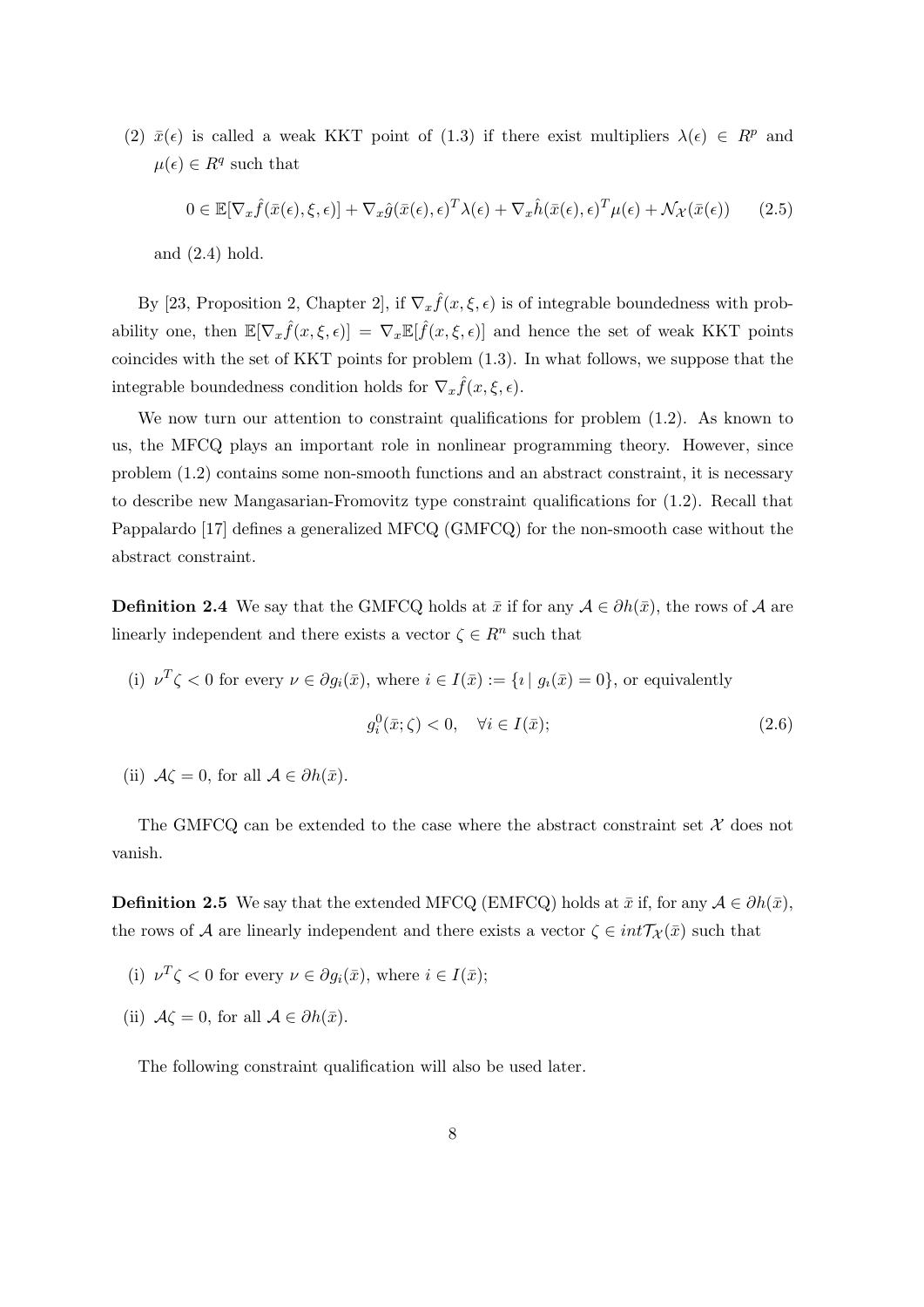(2) $\bar{x}(\epsilon)$ is called a weak KKT point of (1.3) if there exist multipliers $\lambda(\epsilon) \in R^p$ and $\mu(\epsilon) \in R^q$ such that

$$0 \in \mathbb{E}[\nabla_x \hat{f}(\bar{x}(\epsilon), \xi, \epsilon)] + \nabla_x \hat{g}(\bar{x}(\epsilon), \epsilon)^T \lambda(\epsilon) + \nabla_x \hat{h}(\bar{x}(\epsilon), \epsilon)^T \mu(\epsilon) + \mathcal{N}_{\mathcal{X}}(\bar{x}(\epsilon)) \tag{2.5}$$

and (2.4) hold.

By [23, Proposition 2, Chapter 2], if $\nabla_x \hat{f}(x, \xi, \epsilon)$ is of integrable boundedness with probability one, then $\mathbb{E}[\nabla_x \hat{f}(x, \xi, \epsilon)] = \nabla_x \mathbb{E}[\hat{f}(x, \xi, \epsilon)]$ and hence the set of weak KKT points coincides with the set of KKT points for problem (1.3). In what follows, we suppose that the integrable boundedness condition holds for $\nabla_x \hat{f}(x, \xi, \epsilon)$.

We now turn our attention to constraint qualifications for problem (1.2). As known to us, the MFCQ plays an important role in nonlinear programming theory. However, since problem (1.2) contains some non-smooth functions and an abstract constraint, it is necessary to describe new Mangasarian-Fromovitz type constraint qualifications for (1.2). Recall that Pappalardo [17] defines a generalized MFCQ (GMFCQ) for the non-smooth case without the abstract constraint.

**Definition 2.4** We say that the GMFCQ holds at $\bar{x}$ if for any $\mathcal{A} \in \partial h(\bar{x})$, the rows of $\mathcal{A}$ are linearly independent and there exists a vector $\zeta \in R^n$ such that

(i) $\nu^T \zeta < 0$ for every $\nu \in \partial g_i(\bar{x})$, where $i \in I(\bar{x}) := \{\imath \mid g_\imath(\bar{x}) = 0\}$, or equivalently

$$g_i^0(\bar{x}; \zeta) < 0, \quad \forall i \in I(\bar{x}); \tag{2.6}$$

(ii) $\mathcal{A}\zeta = 0$, for all $\mathcal{A} \in \partial h(\bar{x})$.

The GMFCQ can be extended to the case where the abstract constraint set $\mathcal{X}$ does not vanish.

**Definition 2.5** We say that the extended MFCQ (EMFCQ) holds at $\bar{x}$ if, for any $\mathcal{A} \in \partial h(\bar{x})$, the rows of $\mathcal{A}$ are linearly independent and there exists a vector $\zeta \in int\mathcal{T}_{\mathcal{X}}(\bar{x})$ such that

(i) $\nu^T \zeta < 0$ for every $\nu \in \partial g_i(\bar{x})$, where $i \in I(\bar{x})$;

(ii) $\mathcal{A}\zeta = 0$, for all $\mathcal{A} \in \partial h(\bar{x})$.

The following constraint qualification will also be used later.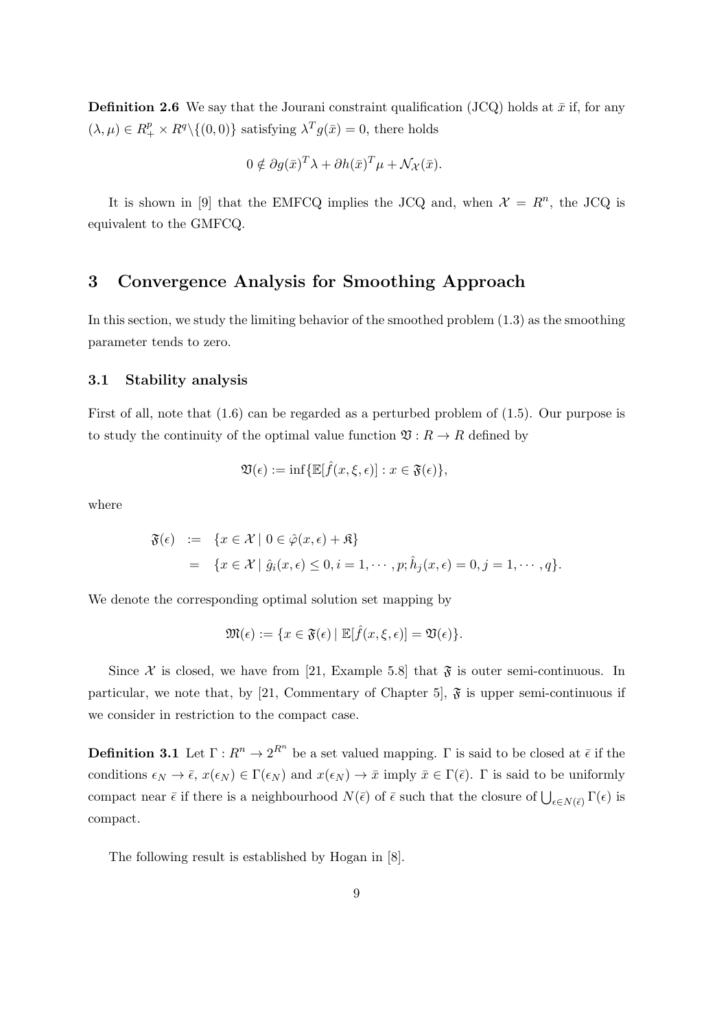**Definition 2.6** We say that the Jourani constraint qualification (JCQ) holds at $\bar{x}$ if, for any $(\lambda, \mu) \in R_+^p \times R^q \backslash \{(0,0)\}$ satisfying $\lambda^T g(\bar{x}) = 0$, there holds

$$0 \notin \partial g(\bar{x})^T \lambda + \partial h(\bar{x})^T \mu + \mathcal{N}_{\mathcal{X}}(\bar{x}).$$

It is shown in [9] that the EMFCQ implies the JCQ and, when $\mathcal{X} = R^n$, the JCQ is equivalent to the GMFCQ.

# 3 Convergence Analysis for Smoothing Approach

In this section, we study the limiting behavior of the smoothed problem (1.3) as the smoothing parameter tends to zero.

## 3.1 Stability analysis

First of all, note that (1.6) can be regarded as a perturbed problem of (1.5). Our purpose is to study the continuity of the optimal value function $\mathfrak{V} : R \to R$ defined by

$$\mathfrak{V}(\epsilon) := \inf\{\mathbb{E}[\hat{f}(x, \xi, \epsilon)] : x \in \mathfrak{F}(\epsilon)\},$$

where

$$\begin{aligned}
\mathfrak{F}(\epsilon) &:= \{x \in \mathcal{X} \mid 0 \in \hat{\varphi}(x, \epsilon) + \mathfrak{K}\} \\
&= \{x \in \mathcal{X} \mid \hat{g}_i(x, \epsilon) \leq 0, i = 1, \cdots, p; \hat{h}_j(x, \epsilon) = 0, j = 1, \cdots, q\}.
\end{aligned}$$

We denote the corresponding optimal solution set mapping by

$$\mathfrak{M}(\epsilon) := \{x \in \mathfrak{F}(\epsilon) \mid \mathbb{E}[\hat{f}(x, \xi, \epsilon)] = \mathfrak{V}(\epsilon)\}.$$

Since $\mathcal{X}$ is closed, we have from [21, Example 5.8] that $\mathfrak{F}$ is outer semi-continuous. In particular, we note that, by [21, Commentary of Chapter 5], $\mathfrak{F}$ is upper semi-continuous if we consider in restriction to the compact case.

**Definition 3.1** Let $\Gamma : R^n \to 2^{R^n}$ be a set valued mapping. $\Gamma$ is said to be closed at $\bar{\epsilon}$ if the conditions $\epsilon_N \to \bar{\epsilon}$, $x(\epsilon_N) \in \Gamma(\epsilon_N)$ and $x(\epsilon_N) \to \bar{x}$ imply $\bar{x} \in \Gamma(\bar{\epsilon})$. $\Gamma$ is said to be uniformly compact near $\bar{\epsilon}$ if there is a neighbourhood $N(\bar{\epsilon})$ of $\bar{\epsilon}$ such that the closure of $\bigcup_{\epsilon \in N(\bar{\epsilon})} \Gamma(\epsilon)$ is compact.

The following result is established by Hogan in [8].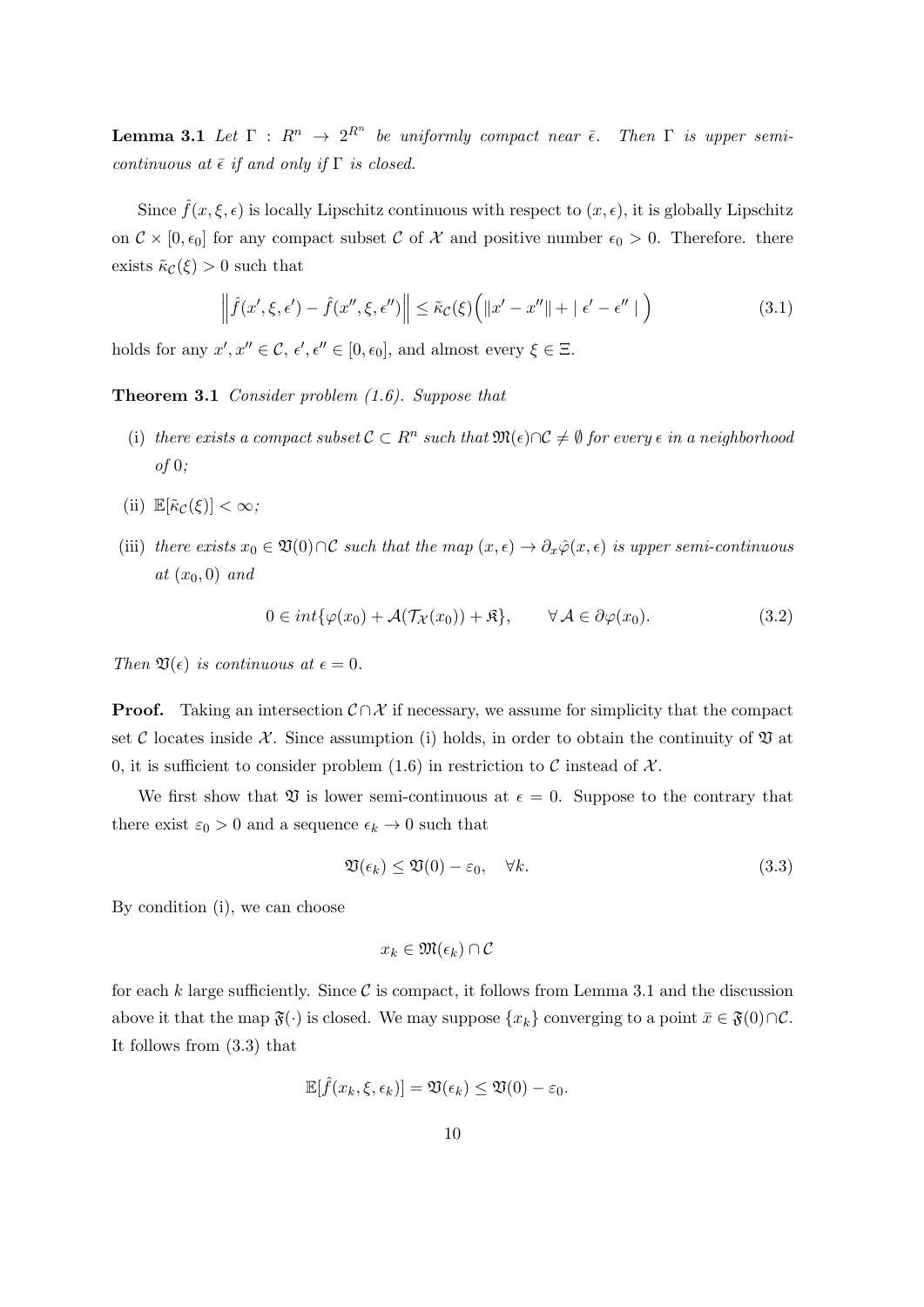**Lemma 3.1** *Let $\Gamma : R^n \to 2^{R^n}$ be uniformly compact near $\bar{\epsilon}$. Then $\Gamma$ is upper semi-continuous at $\bar{\epsilon}$ if and only if $\Gamma$ is closed.*

Since $\hat{f}(x, \xi, \epsilon)$ is locally Lipschitz continuous with respect to $(x, \epsilon)$, it is globally Lipschitz on $\mathcal{C} \times [0, \epsilon_0]$ for any compact subset $\mathcal{C}$ of $\mathcal{X}$ and positive number $\epsilon_0 > 0$. Therefore. there exists $\tilde{\kappa}_{\mathcal{C}}(\xi) > 0$ such that

$$\left\| \hat{f}(x', \xi, \epsilon') - \hat{f}(x'', \xi, \epsilon'') \right\| \leq \tilde{\kappa}_{\mathcal{C}}(\xi) \Big( \|x' - x''\| + |\ \epsilon' - \epsilon''\ | \Big) \tag{3.1}$$

holds for any $x', x'' \in \mathcal{C}$, $\epsilon', \epsilon'' \in [0, \epsilon_0]$, and almost every $\xi \in \Xi$.

**Theorem 3.1** *Consider problem (1.6). Suppose that*

(i) *there exists a compact subset $\mathcal{C} \subset R^n$ such that $\mathfrak{M}(\epsilon) \cap \mathcal{C} \neq \emptyset$ for every $\epsilon$ in a neighborhood of 0;*

(ii) $\mathbb{E}[\tilde{\kappa}_{\mathcal{C}}(\xi)] < \infty$;

(iii) *there exists $x_0 \in \mathfrak{V}(0) \cap \mathcal{C}$ such that the map $(x, \epsilon) \to \partial_x \hat{\varphi}(x, \epsilon)$ is upper semi-continuous at $(x_0, 0)$ and*

$$0 \in int\{\varphi(x_0) + \mathcal{A}(\mathcal{T}_{\mathcal{X}}(x_0)) + \mathfrak{K}\}, \qquad \forall\, \mathcal{A} \in \partial\varphi(x_0). \tag{3.2}$$

*Then $\mathfrak{V}(\epsilon)$ is continuous at $\epsilon = 0$.*

**Proof.** Taking an intersection $\mathcal{C} \cap \mathcal{X}$ if necessary, we assume for simplicity that the compact set $\mathcal{C}$ locates inside $\mathcal{X}$. Since assumption (i) holds, in order to obtain the continuity of $\mathfrak{V}$ at 0, it is sufficient to consider problem (1.6) in restriction to $\mathcal{C}$ instead of $\mathcal{X}$.

We first show that $\mathfrak{V}$ is lower semi-continuous at $\epsilon = 0$. Suppose to the contrary that there exist $\varepsilon_0 > 0$ and a sequence $\epsilon_k \to 0$ such that

$$\mathfrak{V}(\epsilon_k) \leq \mathfrak{V}(0) - \varepsilon_0, \quad \forall k. \tag{3.3}$$

By condition (i), we can choose

$$x_k \in \mathfrak{M}(\epsilon_k) \cap \mathcal{C}$$

for each $k$ large sufficiently. Since $\mathcal{C}$ is compact, it follows from Lemma 3.1 and the discussion above it that the map $\mathfrak{F}(\cdot)$ is closed. We may suppose $\{x_k\}$ converging to a point $\bar{x} \in \mathfrak{F}(0) \cap \mathcal{C}$. It follows from (3.3) that

$$\mathbb{E}[\hat{f}(x_k, \xi, \epsilon_k)] = \mathfrak{V}(\epsilon_k) \leq \mathfrak{V}(0) - \varepsilon_0.$$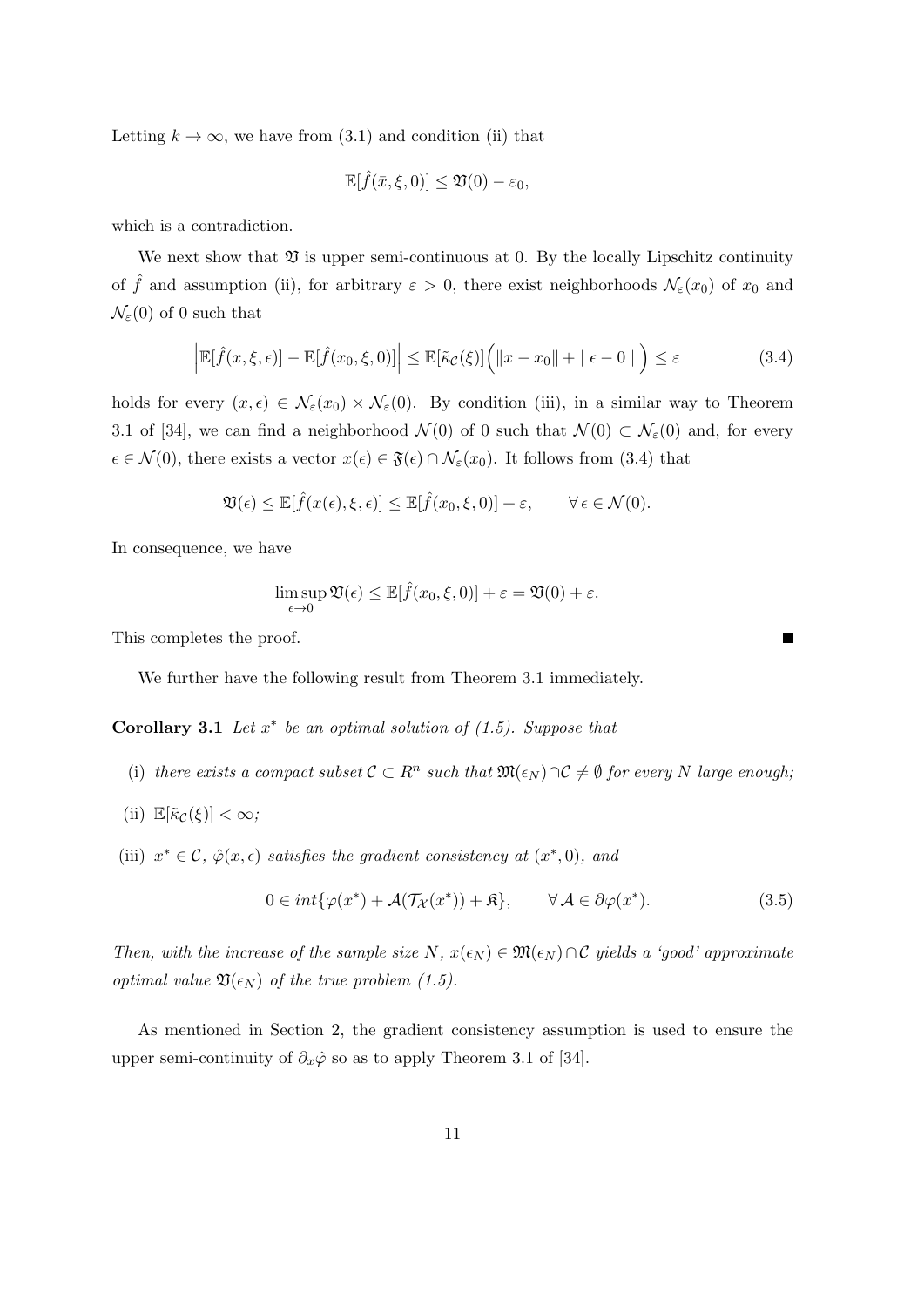Letting $k \to \infty$, we have from (3.1) and condition (ii) that

$$\mathbb{E}[\hat{f}(\bar{x}, \xi, 0)] \le \mathfrak{V}(0) - \varepsilon_0,$$

which is a contradiction.

We next show that $\mathfrak{V}$ is upper semi-continuous at 0. By the locally Lipschitz continuity of $\hat{f}$ and assumption (ii), for arbitrary $\varepsilon > 0$, there exist neighborhoods $\mathcal{N}_\varepsilon(x_0)$ of $x_0$ and $\mathcal{N}_\varepsilon(0)$ of 0 such that

$$\left|\mathbb{E}[\hat{f}(x, \xi, \epsilon)] - \mathbb{E}[\hat{f}(x_0, \xi, 0)]\right| \le \mathbb{E}[\tilde{\kappa}_{\mathcal{C}}(\xi)]\Big(\|x - x_0\| + |\ \epsilon - 0\ |\ \Big) \le \varepsilon \tag{3.4}$$

holds for every $(x, \epsilon) \in \mathcal{N}_\varepsilon(x_0) \times \mathcal{N}_\varepsilon(0)$. By condition (iii), in a similar way to Theorem 3.1 of [34], we can find a neighborhood $\mathcal{N}(0)$ of 0 such that $\mathcal{N}(0) \subset \mathcal{N}_\varepsilon(0)$ and, for every $\epsilon \in \mathcal{N}(0)$, there exists a vector $x(\epsilon) \in \mathfrak{F}(\epsilon) \cap \mathcal{N}_\varepsilon(x_0)$. It follows from (3.4) that

$$\mathfrak{V}(\epsilon) \le \mathbb{E}[\hat{f}(x(\epsilon), \xi, \epsilon)] \le \mathbb{E}[\hat{f}(x_0, \xi, 0)] + \varepsilon, \qquad \forall\, \epsilon \in \mathcal{N}(0).$$

In consequence, we have

$$\limsup_{\epsilon \to 0} \mathfrak{V}(\epsilon) \le \mathbb{E}[\hat{f}(x_0, \xi, 0)] + \varepsilon = \mathfrak{V}(0) + \varepsilon.$$

This completes the proof. ∎

We further have the following result from Theorem 3.1 immediately.

**Corollary 3.1** *Let $x^*$ be an optimal solution of (1.5). Suppose that*

(i) *there exists a compact subset $\mathcal{C} \subset R^n$ such that $\mathfrak{M}(\epsilon_N) \cap \mathcal{C} \neq \emptyset$ for every $N$ large enough;*

(ii) $\mathbb{E}[\tilde{\kappa}_{\mathcal{C}}(\xi)] < \infty$*;*

(iii) *$x^* \in \mathcal{C}$, $\hat{\varphi}(x, \epsilon)$ satisfies the gradient consistency at $(x^*, 0)$, and*

$$0 \in int\{\varphi(x^*) + \mathcal{A}(\mathcal{T}_{\mathcal{X}}(x^*)) + \mathfrak{K}\}, \qquad \forall\, \mathcal{A} \in \partial\varphi(x^*). \tag{3.5}$$

*Then, with the increase of the sample size $N$, $x(\epsilon_N) \in \mathfrak{M}(\epsilon_N) \cap \mathcal{C}$ yields a 'good' approximate optimal value $\mathfrak{V}(\epsilon_N)$ of the true problem (1.5).*

As mentioned in Section 2, the gradient consistency assumption is used to ensure the upper semi-continuity of $\partial_x \hat{\varphi}$ so as to apply Theorem 3.1 of [34].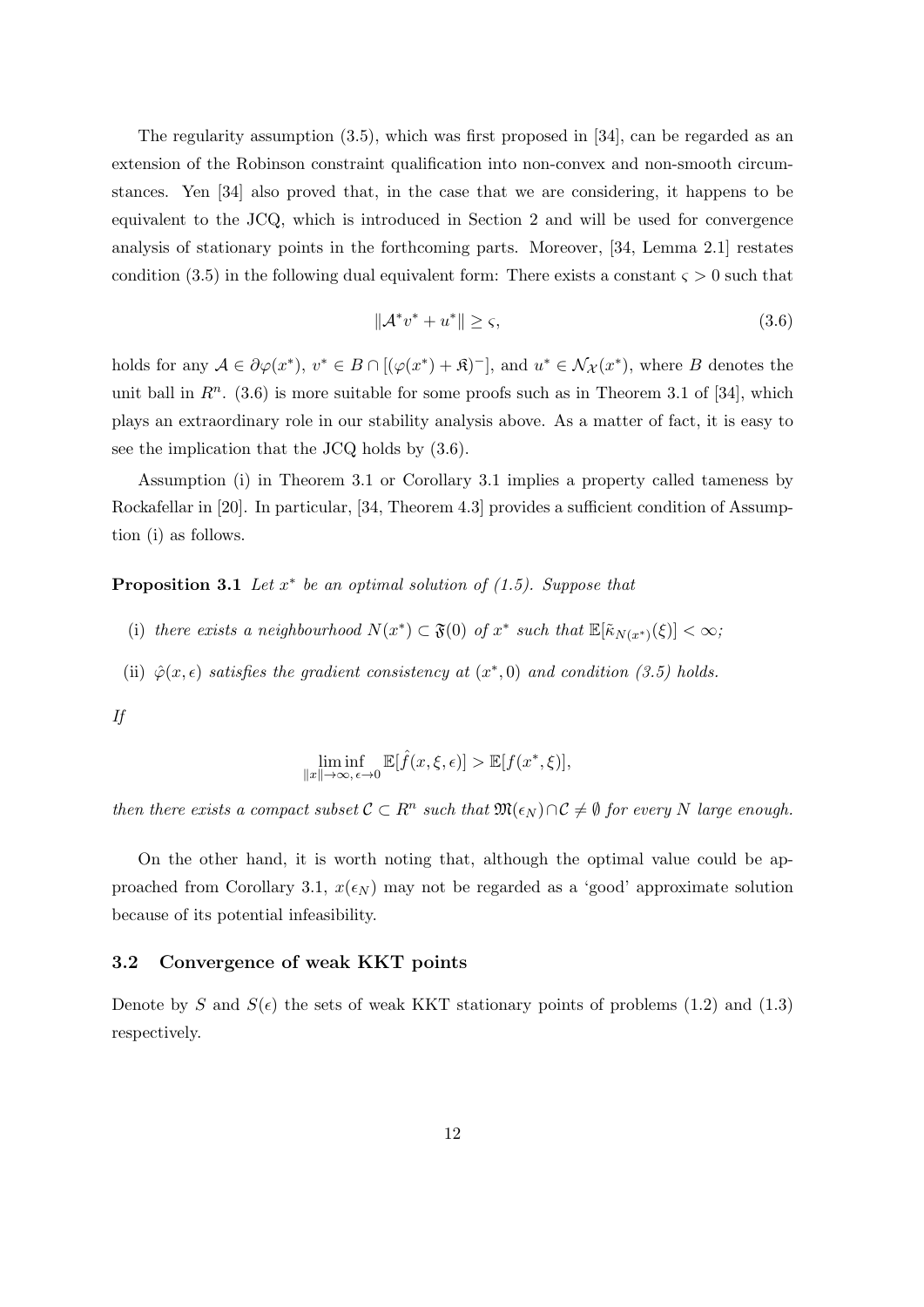The regularity assumption (3.5), which was first proposed in [34], can be regarded as an extension of the Robinson constraint qualification into non-convex and non-smooth circumstances. Yen [34] also proved that, in the case that we are considering, it happens to be equivalent to the JCQ, which is introduced in Section 2 and will be used for convergence analysis of stationary points in the forthcoming parts. Moreover, [34, Lemma 2.1] restates condition (3.5) in the following dual equivalent form: There exists a constant $\varsigma > 0$ such that

$$\|\mathcal{A}^* v^* + u^*\| \geq \varsigma, \tag{3.6}$$

holds for any $\mathcal{A} \in \partial\varphi(x^*)$, $v^* \in B \cap [(\varphi(x^*) + \mathfrak{K})^-]$, and $u^* \in \mathcal{N}_{\mathcal{X}}(x^*)$, where $B$ denotes the unit ball in $R^n$. (3.6) is more suitable for some proofs such as in Theorem 3.1 of [34], which plays an extraordinary role in our stability analysis above. As a matter of fact, it is easy to see the implication that the JCQ holds by (3.6).

Assumption (i) in Theorem 3.1 or Corollary 3.1 implies a property called tameness by Rockafellar in [20]. In particular, [34, Theorem 4.3] provides a sufficient condition of Assumption (i) as follows.

**Proposition 3.1** *Let $x^*$ be an optimal solution of (1.5). Suppose that*

(i) *there exists a neighbourhood $N(x^*) \subset \mathfrak{F}(0)$ of $x^*$ such that $\mathbb{E}[\tilde{\kappa}_{N(x^*)}(\xi)] < \infty$;*

(ii) *$\hat{\varphi}(x, \epsilon)$ satisfies the gradient consistency at $(x^*, 0)$ and condition (3.5) holds.*

*If*

$$\liminf_{\|x\| \to \infty,\, \epsilon \to 0} \mathbb{E}[\hat{f}(x, \xi, \epsilon)] > \mathbb{E}[f(x^*, \xi)],$$

*then there exists a compact subset $\mathcal{C} \subset R^n$ such that $\mathfrak{M}(\epsilon_N) \cap \mathcal{C} \neq \emptyset$ for every $N$ large enough.*

On the other hand, it is worth noting that, although the optimal value could be approached from Corollary 3.1, $x(\epsilon_N)$ may not be regarded as a 'good' approximate solution because of its potential infeasibility.

### 3.2 Convergence of weak KKT points

Denote by $S$ and $S(\epsilon)$ the sets of weak KKT stationary points of problems (1.2) and (1.3) respectively.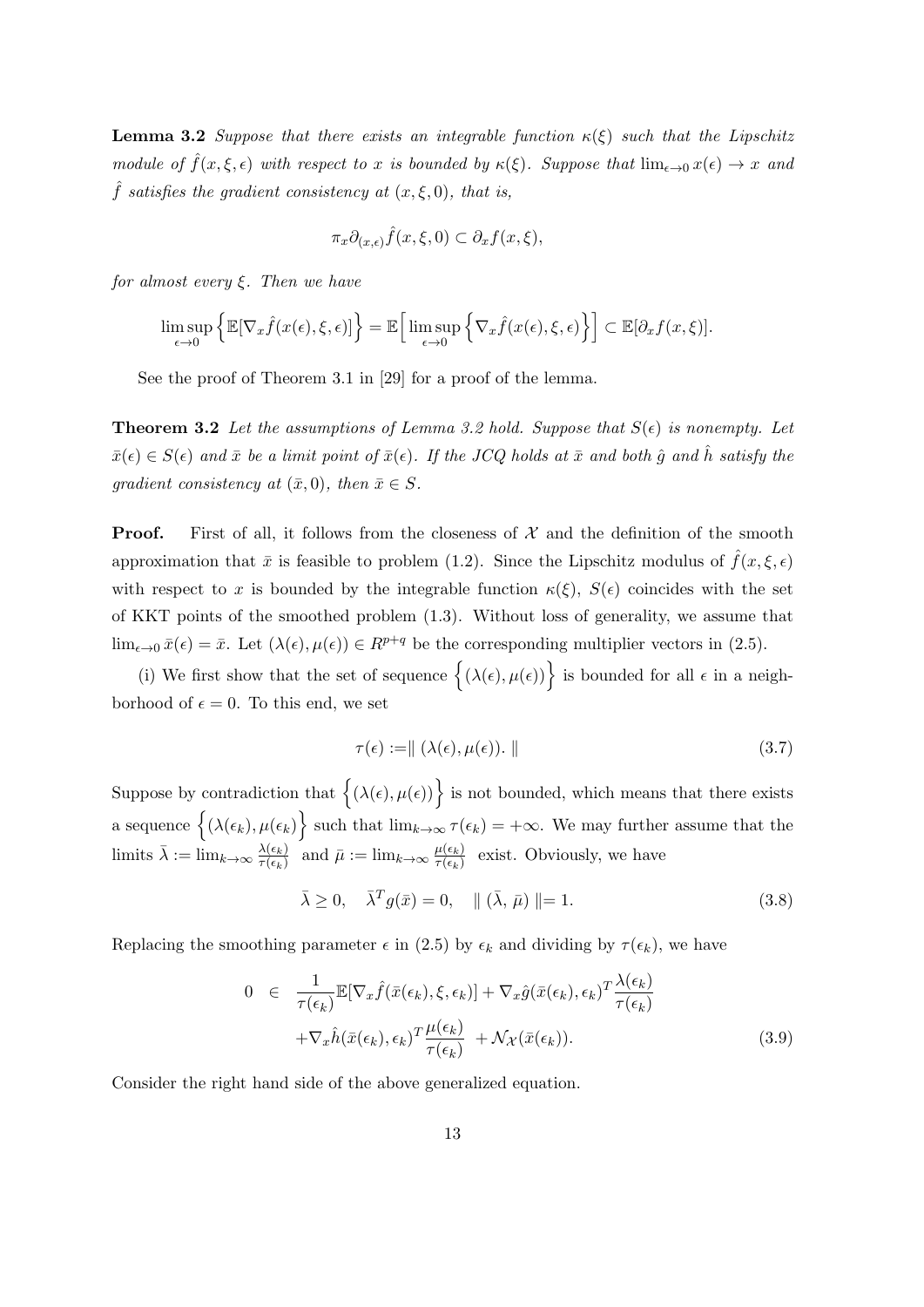**Lemma 3.2** *Suppose that there exists an integrable function $\kappa(\xi)$ such that the Lipschitz module of $\hat{f}(x, \xi, \epsilon)$ with respect to $x$ is bounded by $\kappa(\xi)$. Suppose that $\lim_{\epsilon \to 0} x(\epsilon) \to x$ and $\hat{f}$ satisfies the gradient consistency at $(x, \xi, 0)$, that is,*

$$\pi_x \partial_{(x,\epsilon)} \hat{f}(x, \xi, 0) \subset \partial_x f(x, \xi),$$

*for almost every $\xi$. Then we have*

$$\limsup_{\epsilon \to 0} \Big\{ \mathbb{E}[\nabla_x \hat{f}(x(\epsilon), \xi, \epsilon)] \Big\} = \mathbb{E}\Big[ \limsup_{\epsilon \to 0} \Big\{ \nabla_x \hat{f}(x(\epsilon), \xi, \epsilon) \Big\} \Big] \subset \mathbb{E}[\partial_x f(x, \xi)].$$

See the proof of Theorem 3.1 in [29] for a proof of the lemma.

**Theorem 3.2** *Let the assumptions of Lemma 3.2 hold. Suppose that $S(\epsilon)$ is nonempty. Let $\bar{x}(\epsilon) \in S(\epsilon)$ and $\bar{x}$ be a limit point of $\bar{x}(\epsilon)$. If the JCQ holds at $\bar{x}$ and both $\hat{g}$ and $\hat{h}$ satisfy the gradient consistency at $(\bar{x}, 0)$, then $\bar{x} \in S$.*

**Proof.** First of all, it follows from the closeness of $\mathcal{X}$ and the definition of the smooth approximation that $\bar{x}$ is feasible to problem (1.2). Since the Lipschitz modulus of $\hat{f}(x, \xi, \epsilon)$ with respect to $x$ is bounded by the integrable function $\kappa(\xi)$, $S(\epsilon)$ coincides with the set of KKT points of the smoothed problem (1.3). Without loss of generality, we assume that $\lim_{\epsilon \to 0} \bar{x}(\epsilon) = \bar{x}$. Let $(\lambda(\epsilon), \mu(\epsilon)) \in R^{p+q}$ be the corresponding multiplier vectors in (2.5).

(i) We first show that the set of sequence $\Big\{ (\lambda(\epsilon), \mu(\epsilon)) \Big\}$ is bounded for all $\epsilon$ in a neighborhood of $\epsilon = 0$. To this end, we set

$$\tau(\epsilon) := \| \, (\lambda(\epsilon), \mu(\epsilon)). \, \| \tag{3.7}$$

Suppose by contradiction that $\Big\{ (\lambda(\epsilon), \mu(\epsilon)) \Big\}$ is not bounded, which means that there exists a sequence $\Big\{ (\lambda(\epsilon_k), \mu(\epsilon_k) \Big\}$ such that $\lim_{k \to \infty} \tau(\epsilon_k) = +\infty$. We may further assume that the limits $\bar{\lambda} := \lim_{k \to \infty} \frac{\lambda(\epsilon_k)}{\tau(\epsilon_k)}$ and $\bar{\mu} := \lim_{k \to \infty} \frac{\mu(\epsilon_k)}{\tau(\epsilon_k)}$ exist. Obviously, we have

$$\bar{\lambda} \geq 0, \quad \bar{\lambda}^T g(\bar{x}) = 0, \quad \| \, (\bar{\lambda}, \, \bar{\mu}) \, \| = 1. \tag{3.8}$$

Replacing the smoothing parameter $\epsilon$ in (2.5) by $\epsilon_k$ and dividing by $\tau(\epsilon_k)$, we have

$$\begin{aligned} 0 \quad \in \quad & \frac{1}{\tau(\epsilon_k)} \mathbb{E}[\nabla_x \hat{f}(\bar{x}(\epsilon_k), \xi, \epsilon_k)] + \nabla_x \hat{g}(\bar{x}(\epsilon_k), \epsilon_k)^T \frac{\lambda(\epsilon_k)}{\tau(\epsilon_k)} \\ & + \nabla_x \hat{h}(\bar{x}(\epsilon_k), \epsilon_k)^T \frac{\mu(\epsilon_k)}{\tau(\epsilon_k)} \; + \mathcal{N}_{\mathcal{X}}(\bar{x}(\epsilon_k)). \end{aligned} \tag{3.9}$$

Consider the right hand side of the above generalized equation.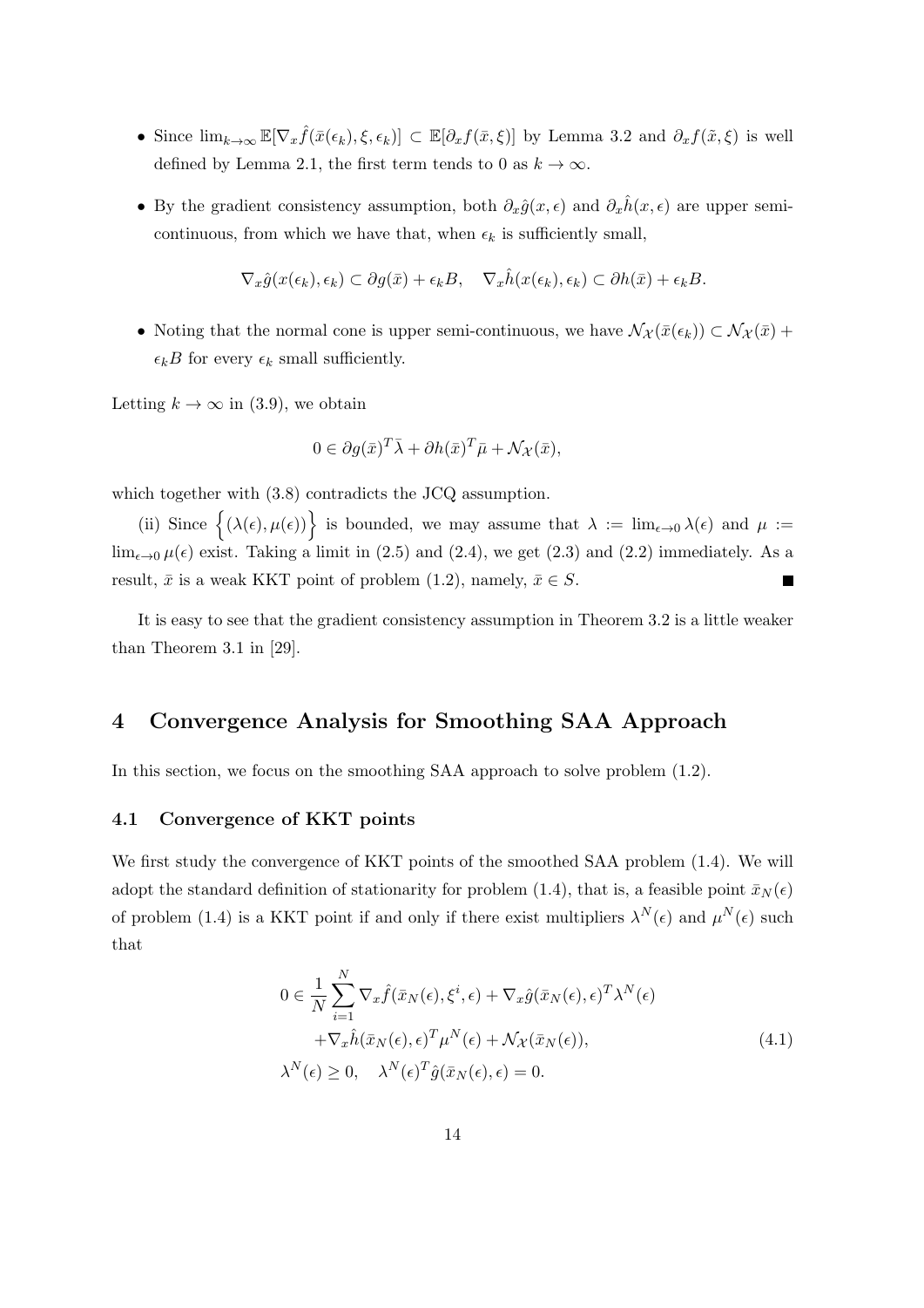- Since $\lim_{k\to\infty} \mathbb{E}[\nabla_x \hat{f}(\bar{x}(\epsilon_k), \xi, \epsilon_k)] \subset \mathbb{E}[\partial_x f(\bar{x}, \xi)]$ by Lemma 3.2 and $\partial_x f(\tilde{x}, \xi)$ is well defined by Lemma 2.1, the first term tends to 0 as $k \to \infty$.

- By the gradient consistency assumption, both $\partial_x \hat{g}(x, \epsilon)$ and $\partial_x \hat{h}(x, \epsilon)$ are upper semi-continuous, from which we have that, when $\epsilon_k$ is sufficiently small,

$$\nabla_x \hat{g}(x(\epsilon_k), \epsilon_k) \subset \partial g(\bar{x}) + \epsilon_k B, \quad \nabla_x \hat{h}(x(\epsilon_k), \epsilon_k) \subset \partial h(\bar{x}) + \epsilon_k B.$$

- Noting that the normal cone is upper semi-continuous, we have $\mathcal{N}_{\mathcal{X}}(\bar{x}(\epsilon_k)) \subset \mathcal{N}_{\mathcal{X}}(\bar{x}) + \epsilon_k B$ for every $\epsilon_k$ small sufficiently.

Letting $k \to \infty$ in (3.9), we obtain

$$0 \in \partial g(\bar{x})^T \bar{\lambda} + \partial h(\bar{x})^T \bar{\mu} + \mathcal{N}_{\mathcal{X}}(\bar{x}),$$

which together with (3.8) contradicts the JCQ assumption.

(ii) Since $\left\{(\lambda(\epsilon), \mu(\epsilon))\right\}$ is bounded, we may assume that $\lambda := \lim_{\epsilon\to 0} \lambda(\epsilon)$ and $\mu := \lim_{\epsilon\to 0} \mu(\epsilon)$ exist. Taking a limit in (2.5) and (2.4), we get (2.3) and (2.2) immediately. As a result, $\bar{x}$ is a weak KKT point of problem (1.2), namely, $\bar{x} \in S$. ■

It is easy to see that the gradient consistency assumption in Theorem 3.2 is a little weaker than Theorem 3.1 in [29].

# 4 Convergence Analysis for Smoothing SAA Approach

In this section, we focus on the smoothing SAA approach to solve problem (1.2).

## 4.1 Convergence of KKT points

We first study the convergence of KKT points of the smoothed SAA problem (1.4). We will adopt the standard definition of stationarity for problem (1.4), that is, a feasible point $\bar{x}_N(\epsilon)$ of problem (1.4) is a KKT point if and only if there exist multipliers $\lambda^N(\epsilon)$ and $\mu^N(\epsilon)$ such that

$$\begin{aligned} 0 \in\ & \frac{1}{N}\sum_{i=1}^{N} \nabla_x \hat{f}(\bar{x}_N(\epsilon), \xi^i, \epsilon) + \nabla_x \hat{g}(\bar{x}_N(\epsilon), \epsilon)^T \lambda^N(\epsilon) \\ & + \nabla_x \hat{h}(\bar{x}_N(\epsilon), \epsilon)^T \mu^N(\epsilon) + \mathcal{N}_{\mathcal{X}}(\bar{x}_N(\epsilon)), \\ & \lambda^N(\epsilon) \geq 0, \quad \lambda^N(\epsilon)^T \hat{g}(\bar{x}_N(\epsilon), \epsilon) = 0. \end{aligned} \tag{4.1}$$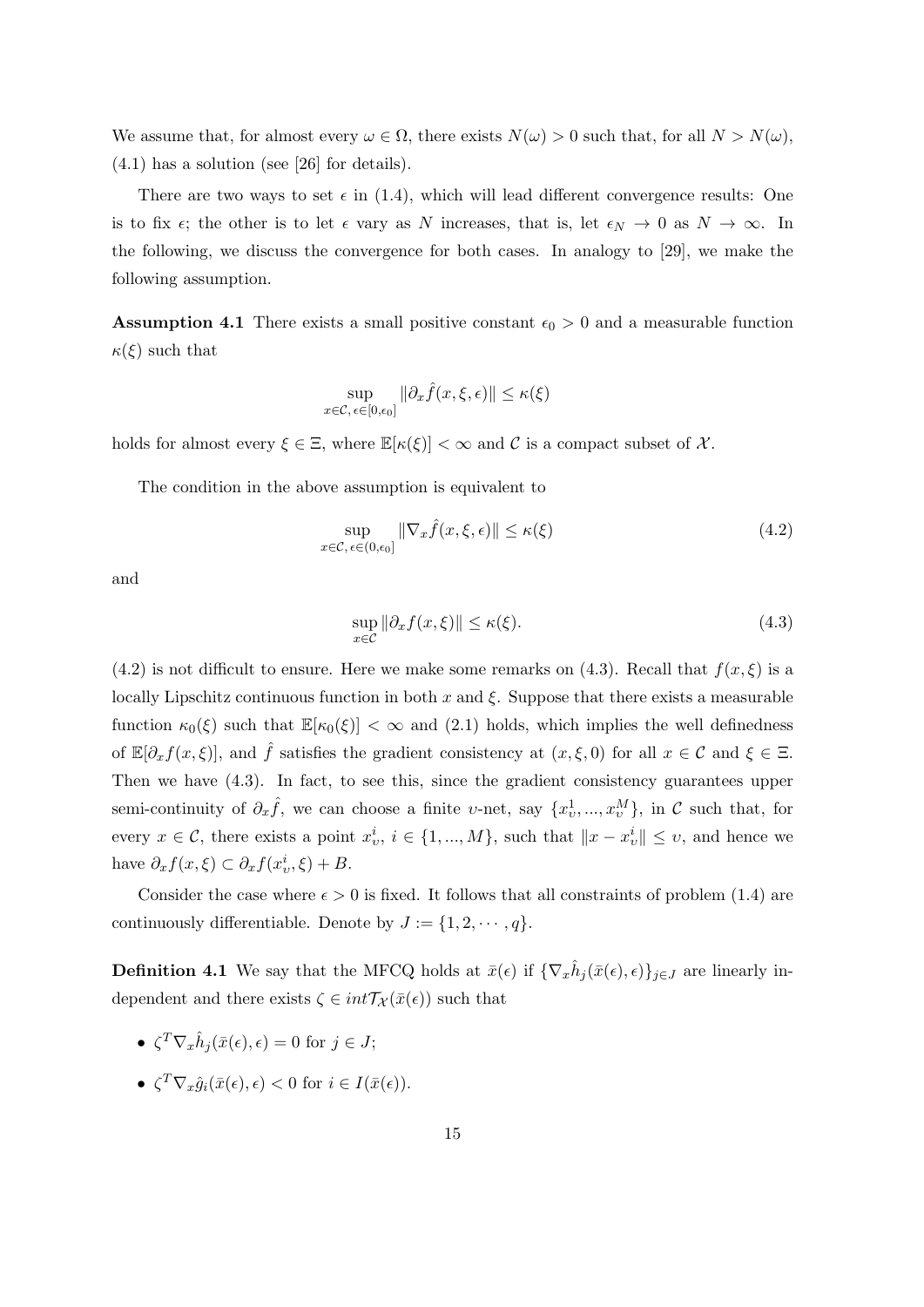We assume that, for almost every $\omega \in \Omega$, there exists $N(\omega) > 0$ such that, for all $N > N(\omega)$, (4.1) has a solution (see [26] for details).

There are two ways to set $\epsilon$ in (1.4), which will lead different convergence results: One is to fix $\epsilon$; the other is to let $\epsilon$ vary as $N$ increases, that is, let $\epsilon_N \to 0$ as $N \to \infty$. In the following, we discuss the convergence for both cases. In analogy to [29], we make the following assumption.

**Assumption 4.1** There exists a small positive constant $\epsilon_0 > 0$ and a measurable function $\kappa(\xi)$ such that

$$\sup_{x\in\mathcal{C},\, \epsilon\in[0,\epsilon_0]} \|\partial_x \hat{f}(x, \xi, \epsilon)\| \leq \kappa(\xi)$$

holds for almost every $\xi \in \Xi$, where $\mathbb{E}[\kappa(\xi)] < \infty$ and $\mathcal{C}$ is a compact subset of $\mathcal{X}$.

The condition in the above assumption is equivalent to

$$\sup_{x\in\mathcal{C},\, \epsilon\in(0,\epsilon_0]} \|\nabla_x \hat{f}(x, \xi, \epsilon)\| \leq \kappa(\xi) \tag{4.2}$$

and

$$\sup_{x\in\mathcal{C}} \|\partial_x f(x, \xi)\| \leq \kappa(\xi). \tag{4.3}$$

(4.2) is not difficult to ensure. Here we make some remarks on (4.3). Recall that $f(x, \xi)$ is a locally Lipschitz continuous function in both $x$ and $\xi$. Suppose that there exists a measurable function $\kappa_0(\xi)$ such that $\mathbb{E}[\kappa_0(\xi)] < \infty$ and (2.1) holds, which implies the well definedness of $\mathbb{E}[\partial_x f(x, \xi)]$, and $\hat{f}$ satisfies the gradient consistency at $(x, \xi, 0)$ for all $x \in \mathcal{C}$ and $\xi \in \Xi$. Then we have (4.3). In fact, to see this, since the gradient consistency guarantees upper semi-continuity of $\partial_x \hat{f}$, we can choose a finite $\upsilon$-net, say $\{x_\upsilon^1, ..., x_\upsilon^M\}$, in $\mathcal{C}$ such that, for every $x \in \mathcal{C}$, there exists a point $x_\upsilon^i$, $i \in \{1, ..., M\}$, such that $\|x - x_\upsilon^i\| \leq \upsilon$, and hence we have $\partial_x f(x, \xi) \subset \partial_x f(x_\upsilon^i, \xi) + B$.

Consider the case where $\epsilon > 0$ is fixed. It follows that all constraints of problem (1.4) are continuously differentiable. Denote by $J := \{1, 2, \cdots, q\}$.

**Definition 4.1** We say that the MFCQ holds at $\bar{x}(\epsilon)$ if $\{\nabla_x \hat{h}_j(\bar{x}(\epsilon), \epsilon)\}_{j\in J}$ are linearly independent and there exists $\zeta \in int\mathcal{T}_{\mathcal{X}}(\bar{x}(\epsilon))$ such that

- $\zeta^T \nabla_x \hat{h}_j(\bar{x}(\epsilon), \epsilon) = 0$ for $j \in J$;
- $\zeta^T \nabla_x \hat{g}_i(\bar{x}(\epsilon), \epsilon) < 0$ for $i \in I(\bar{x}(\epsilon))$.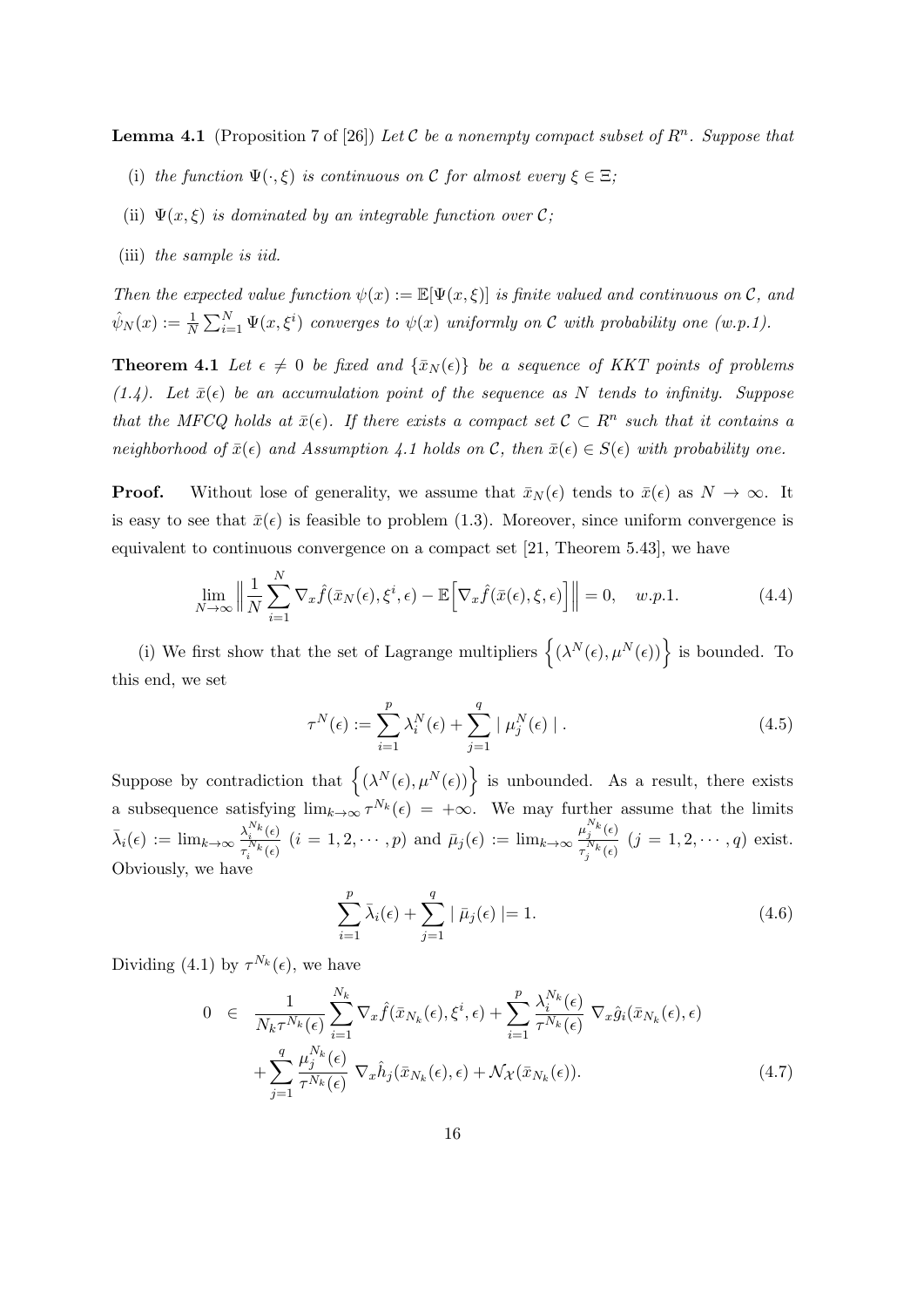**Lemma 4.1** (Proposition 7 of [26]) *Let $\mathcal{C}$ be a nonempty compact subset of $R^n$. Suppose that*

(i) *the function $\Psi(\cdot, \xi)$ is continuous on $\mathcal{C}$ for almost every $\xi \in \Xi$;*

(ii) *$\Psi(x, \xi)$ is dominated by an integrable function over $\mathcal{C}$;*

(iii) *the sample is iid.*

*Then the expected value function $\psi(x) := \mathbb{E}[\Psi(x, \xi)]$ is finite valued and continuous on $\mathcal{C}$, and $\hat{\psi}_N(x) := \frac{1}{N}\sum_{i=1}^N \Psi(x, \xi^i)$ converges to $\psi(x)$ uniformly on $\mathcal{C}$ with probability one (w.p.1).*

**Theorem 4.1** *Let $\epsilon \neq 0$ be fixed and $\{\bar{x}_N(\epsilon)\}$ be a sequence of KKT points of problems (1.4). Let $\bar{x}(\epsilon)$ be an accumulation point of the sequence as $N$ tends to infinity. Suppose that the MFCQ holds at $\bar{x}(\epsilon)$. If there exists a compact set $\mathcal{C} \subset R^n$ such that it contains a neighborhood of $\bar{x}(\epsilon)$ and Assumption 4.1 holds on $\mathcal{C}$, then $\bar{x}(\epsilon) \in S(\epsilon)$ with probability one.*

**Proof.** Without lose of generality, we assume that $\bar{x}_N(\epsilon)$ tends to $\bar{x}(\epsilon)$ as $N \to \infty$. It is easy to see that $\bar{x}(\epsilon)$ is feasible to problem (1.3). Moreover, since uniform convergence is equivalent to continuous convergence on a compact set [21, Theorem 5.43], we have

$$\lim_{N\to\infty} \Big\| \frac{1}{N}\sum_{i=1}^N \nabla_x \hat{f}(\bar{x}_N(\epsilon), \xi^i, \epsilon) - \mathbb{E}\Big[\nabla_x \hat{f}(\bar{x}(\epsilon), \xi, \epsilon)\Big] \Big\| = 0, \quad w.p.1. \tag{4.4}$$

(i) We first show that the set of Lagrange multipliers $\Big\{(\lambda^N(\epsilon), \mu^N(\epsilon))\Big\}$ is bounded. To this end, we set

$$\tau^N(\epsilon) := \sum_{i=1}^p \lambda_i^N(\epsilon) + \sum_{j=1}^q \mid \mu_j^N(\epsilon) \mid . \tag{4.5}$$

Suppose by contradiction that $\Big\{(\lambda^N(\epsilon), \mu^N(\epsilon))\Big\}$ is unbounded. As a result, there exists a subsequence satisfying $\lim_{k\to\infty} \tau^{N_k}(\epsilon) = +\infty$. We may further assume that the limits $\bar{\lambda}_i(\epsilon) := \lim_{k\to\infty} \frac{\lambda_i^{N_k}(\epsilon)}{\tau_i^{N_k}(\epsilon)}$ $(i = 1, 2, \cdots, p)$ and $\bar{\mu}_j(\epsilon) := \lim_{k\to\infty} \frac{\mu_j^{N_k}(\epsilon)}{\tau_j^{N_k}(\epsilon)}$ $(j = 1, 2, \cdots, q)$ exist. Obviously, we have

$$\sum_{i=1}^p \bar{\lambda}_i(\epsilon) + \sum_{j=1}^q \mid \bar{\mu}_j(\epsilon) \mid = 1. \tag{4.6}$$

Dividing (4.1) by $\tau^{N_k}(\epsilon)$, we have

$$\begin{aligned} 0 \;\in\; & \frac{1}{N_k \tau^{N_k}(\epsilon)} \sum_{i=1}^{N_k} \nabla_x \hat{f}(\bar{x}_{N_k}(\epsilon), \xi^i, \epsilon) + \sum_{i=1}^p \frac{\lambda_i^{N_k}(\epsilon)}{\tau^{N_k}(\epsilon)} \nabla_x \hat{g}_i(\bar{x}_{N_k}(\epsilon), \epsilon) \\ & + \sum_{j=1}^q \frac{\mu_j^{N_k}(\epsilon)}{\tau^{N_k}(\epsilon)} \nabla_x \hat{h}_j(\bar{x}_{N_k}(\epsilon), \epsilon) + \mathcal{N}_{\mathcal{X}}(\bar{x}_{N_k}(\epsilon)). \end{aligned} \tag{4.7}$$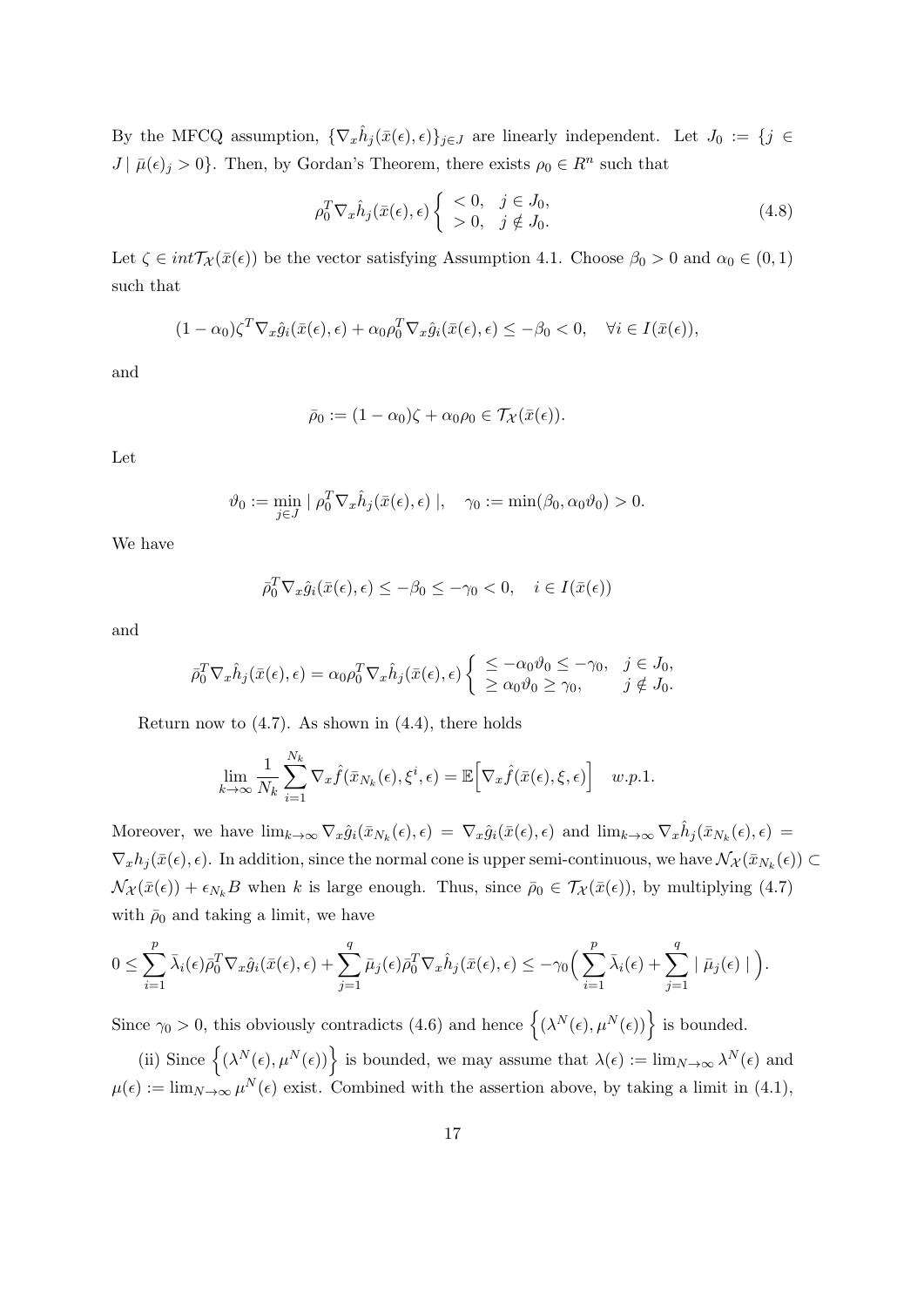By the MFCQ assumption, $\{\nabla_x \hat{h}_j(\bar{x}(\epsilon), \epsilon)\}_{j\in J}$ are linearly independent. Let $J_0 := \{j \in J \mid \bar{\mu}(\epsilon)_j > 0\}$. Then, by Gordan's Theorem, there exists $\rho_0 \in R^n$ such that

$$
\rho_0^T \nabla_x \hat{h}_j(\bar{x}(\epsilon), \epsilon) \left\{ \begin{array}{ll} < 0, & j \in J_0, \\ > 0, & j \notin J_0. \end{array} \right. \tag{4.8}
$$

Let $\zeta \in int\mathcal{T}_{\mathcal{X}}(\bar{x}(\epsilon))$ be the vector satisfying Assumption 4.1. Choose $\beta_0 > 0$ and $\alpha_0 \in (0, 1)$ such that

$$
(1 - \alpha_0)\zeta^T \nabla_x \hat{g}_i(\bar{x}(\epsilon), \epsilon) + \alpha_0 \rho_0^T \nabla_x \hat{g}_i(\bar{x}(\epsilon), \epsilon) \leq -\beta_0 < 0, \quad \forall i \in I(\bar{x}(\epsilon)),
$$

and

$$
\bar{\rho}_0 := (1 - \alpha_0)\zeta + \alpha_0 \rho_0 \in \mathcal{T}_{\mathcal{X}}(\bar{x}(\epsilon)).
$$

Let

$$
\vartheta_0 := \min_{j \in J} \mid \rho_0^T \nabla_x \hat{h}_j(\bar{x}(\epsilon), \epsilon) \mid, \quad \gamma_0 := \min(\beta_0, \alpha_0 \vartheta_0) > 0.
$$

We have

$$
\bar{\rho}_0^T \nabla_x \hat{g}_i(\bar{x}(\epsilon), \epsilon) \leq -\beta_0 \leq -\gamma_0 < 0, \quad i \in I(\bar{x}(\epsilon))
$$

and

$$
\bar{\rho}_0^T \nabla_x \hat{h}_j(\bar{x}(\epsilon), \epsilon) = \alpha_0 \rho_0^T \nabla_x \hat{h}_j(\bar{x}(\epsilon), \epsilon) \left\{ \begin{array}{ll} \leq -\alpha_0 \vartheta_0 \leq -\gamma_0, & j \in J_0, \\ \geq \alpha_0 \vartheta_0 \geq \gamma_0, & j \notin J_0. \end{array} \right.
$$

Return now to (4.7). As shown in (4.4), there holds

$$
\lim_{k\to\infty} \frac{1}{N_k} \sum_{i=1}^{N_k} \nabla_x \hat{f}(\bar{x}_{N_k}(\epsilon), \xi^i, \epsilon) = \mathbb{E}\Big[\nabla_x \hat{f}(\bar{x}(\epsilon), \xi, \epsilon)\Big] \quad w.p.1.
$$

Moreover, we have $\lim_{k\to\infty} \nabla_x \hat{g}_i(\bar{x}_{N_k}(\epsilon), \epsilon) = \nabla_x \hat{g}_i(\bar{x}(\epsilon), \epsilon)$ and $\lim_{k\to\infty} \nabla_x \hat{h}_j(\bar{x}_{N_k}(\epsilon), \epsilon) = \nabla_x h_j(\bar{x}(\epsilon), \epsilon)$. In addition, since the normal cone is upper semi-continuous, we have $\mathcal{N}_{\mathcal{X}}(\bar{x}_{N_k}(\epsilon)) \subset \mathcal{N}_{\mathcal{X}}(\bar{x}(\epsilon)) + \epsilon_{N_k} B$ when $k$ is large enough. Thus, since $\bar{\rho}_0 \in \mathcal{T}_{\mathcal{X}}(\bar{x}(\epsilon))$, by multiplying (4.7) with $\bar{\rho}_0$ and taking a limit, we have

$$
0 \leq \sum_{i=1}^{p} \bar{\lambda}_i(\epsilon) \bar{\rho}_0^T \nabla_x \hat{g}_i(\bar{x}(\epsilon), \epsilon) + \sum_{j=1}^{q} \bar{\mu}_j(\epsilon) \bar{\rho}_0^T \nabla_x \hat{h}_j(\bar{x}(\epsilon), \epsilon) \leq -\gamma_0 \Big( \sum_{i=1}^{p} \bar{\lambda}_i(\epsilon) + \sum_{j=1}^{q} \mid \bar{\mu}_j(\epsilon) \mid \Big).
$$

Since $\gamma_0 > 0$, this obviously contradicts (4.6) and hence $\Big\{(\lambda^N(\epsilon), \mu^N(\epsilon))\Big\}$ is bounded.

(ii) Since $\Big\{(\lambda^N(\epsilon), \mu^N(\epsilon))\Big\}$ is bounded, we may assume that $\lambda(\epsilon) := \lim_{N\to\infty} \lambda^N(\epsilon)$ and $\mu(\epsilon) := \lim_{N\to\infty} \mu^N(\epsilon)$ exist. Combined with the assertion above, by taking a limit in (4.1),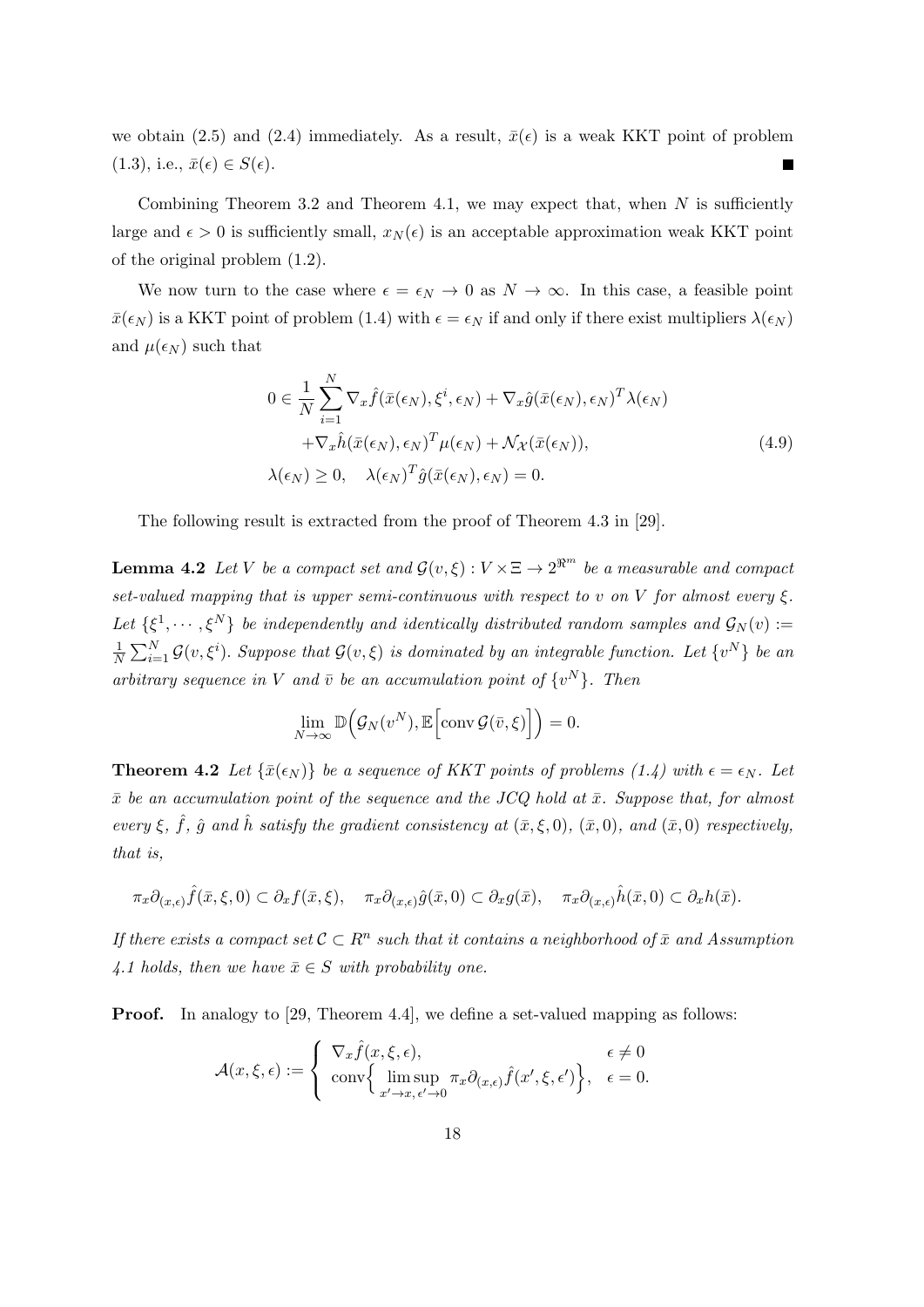we obtain (2.5) and (2.4) immediately. As a result, $\bar{x}(\epsilon)$ is a weak KKT point of problem (1.3), i.e., $\bar{x}(\epsilon) \in S(\epsilon)$. ■

Combining Theorem 3.2 and Theorem 4.1, we may expect that, when $N$ is sufficiently large and $\epsilon > 0$ is sufficiently small, $x_N(\epsilon)$ is an acceptable approximation weak KKT point of the original problem (1.2).

We now turn to the case where $\epsilon = \epsilon_N \to 0$ as $N \to \infty$. In this case, a feasible point $\bar{x}(\epsilon_N)$ is a KKT point of problem (1.4) with $\epsilon = \epsilon_N$ if and only if there exist multipliers $\lambda(\epsilon_N)$ and $\mu(\epsilon_N)$ such that

$$
\begin{aligned}
0 \in & \frac{1}{N}\sum_{i=1}^{N} \nabla_x \hat{f}(\bar{x}(\epsilon_N), \xi^i, \epsilon_N) + \nabla_x \hat{g}(\bar{x}(\epsilon_N), \epsilon_N)^T \lambda(\epsilon_N) \\
& + \nabla_x \hat{h}(\bar{x}(\epsilon_N), \epsilon_N)^T \mu(\epsilon_N) + \mathcal{N}_{\mathcal{X}}(\bar{x}(\epsilon_N)), \\
& \lambda(\epsilon_N) \geq 0, \quad \lambda(\epsilon_N)^T \hat{g}(\bar{x}(\epsilon_N), \epsilon_N) = 0.
\end{aligned}
\tag{4.9}
$$

The following result is extracted from the proof of Theorem 4.3 in [29].

**Lemma 4.2** *Let $V$ be a compact set and $\mathcal{G}(v, \xi) : V \times \Xi \to 2^{\Re^m}$ be a measurable and compact set-valued mapping that is upper semi-continuous with respect to $v$ on $V$ for almost every $\xi$. Let $\{\xi^1, \cdots, \xi^N\}$ be independently and identically distributed random samples and $\mathcal{G}_N(v) := \frac{1}{N}\sum_{i=1}^{N} \mathcal{G}(v, \xi^i)$. Suppose that $\mathcal{G}(v, \xi)$ is dominated by an integrable function. Let $\{v^N\}$ be an arbitrary sequence in $V$ and $\bar{v}$ be an accumulation point of $\{v^N\}$. Then*

$$
\lim_{N \to \infty} \mathbb{D}\Big(\mathcal{G}_N(v^N), \mathbb{E}\Big[\operatorname{conv} \mathcal{G}(\bar{v}, \xi)\Big]\Big) = 0.
$$

**Theorem 4.2** *Let $\{\bar{x}(\epsilon_N)\}$ be a sequence of KKT points of problems (1.4) with $\epsilon = \epsilon_N$. Let $\bar{x}$ be an accumulation point of the sequence and the JCQ hold at $\bar{x}$. Suppose that, for almost every $\xi$, $\hat{f}$, $\hat{g}$ and $\hat{h}$ satisfy the gradient consistency at $(\bar{x}, \xi, 0)$, $(\bar{x}, 0)$, and $(\bar{x}, 0)$ respectively, that is,*

$$
\pi_x \partial_{(x,\epsilon)} \hat{f}(\bar{x}, \xi, 0) \subset \partial_x f(\bar{x}, \xi), \quad \pi_x \partial_{(x,\epsilon)} \hat{g}(\bar{x}, 0) \subset \partial_x g(\bar{x}), \quad \pi_x \partial_{(x,\epsilon)} \hat{h}(\bar{x}, 0) \subset \partial_x h(\bar{x}).
$$

*If there exists a compact set $\mathcal{C} \subset R^n$ such that it contains a neighborhood of $\bar{x}$ and Assumption 4.1 holds, then we have $\bar{x} \in S$ with probability one.*

**Proof.** In analogy to [29, Theorem 4.4], we define a set-valued mapping as follows:

$$
\mathcal{A}(x, \xi, \epsilon) := \begin{cases} \nabla_x \hat{f}(x, \xi, \epsilon), & \epsilon \neq 0 \\ \operatorname{conv}\Big\{ \limsup\limits_{x' \to x, \, \epsilon' \to 0} \pi_x \partial_{(x,\epsilon)} \hat{f}(x', \xi, \epsilon') \Big\}, & \epsilon = 0. \end{cases}
$$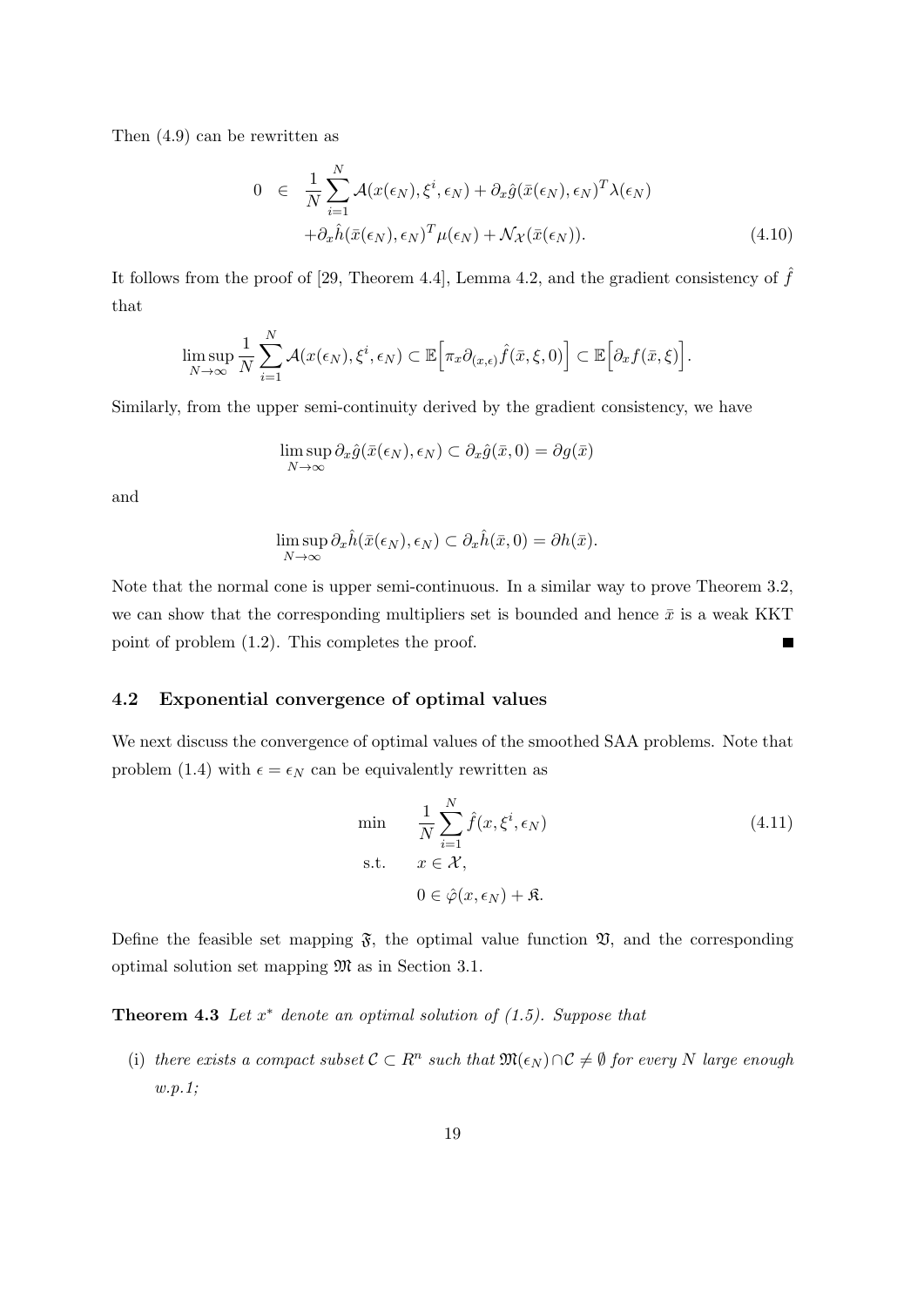Then (4.9) can be rewritten as

$$
\begin{aligned}
0 \;\in\; & \frac{1}{N}\sum_{i=1}^{N} \mathcal{A}(x(\epsilon_N), \xi^i, \epsilon_N) + \partial_x \hat{g}(\bar{x}(\epsilon_N), \epsilon_N)^T \lambda(\epsilon_N) \\
& + \partial_x \hat{h}(\bar{x}(\epsilon_N), \epsilon_N)^T \mu(\epsilon_N) + \mathcal{N}_{\mathcal{X}}(\bar{x}(\epsilon_N)).
\end{aligned} \tag{4.10}
$$

It follows from the proof of [29, Theorem 4.4], Lemma 4.2, and the gradient consistency of $\hat{f}$ that

$$
\limsup_{N\to\infty} \frac{1}{N}\sum_{i=1}^{N} \mathcal{A}(x(\epsilon_N), \xi^i, \epsilon_N) \subset \mathbb{E}\Big[\pi_x \partial_{(x,\epsilon)} \hat{f}(\bar{x}, \xi, 0)\Big] \subset \mathbb{E}\Big[\partial_x f(\bar{x}, \xi)\Big].
$$

Similarly, from the upper semi-continuity derived by the gradient consistency, we have

$$
\limsup_{N\to\infty} \partial_x \hat{g}(\bar{x}(\epsilon_N), \epsilon_N) \subset \partial_x \hat{g}(\bar{x}, 0) = \partial g(\bar{x})
$$

and

$$
\limsup_{N\to\infty} \partial_x \hat{h}(\bar{x}(\epsilon_N), \epsilon_N) \subset \partial_x \hat{h}(\bar{x}, 0) = \partial h(\bar{x}).
$$

Note that the normal cone is upper semi-continuous. In a similar way to prove Theorem 3.2, we can show that the corresponding multipliers set is bounded and hence $\bar{x}$ is a weak KKT point of problem (1.2). This completes the proof. ■

### 4.2 Exponential convergence of optimal values

We next discuss the convergence of optimal values of the smoothed SAA problems. Note that problem (1.4) with $\epsilon = \epsilon_N$ can be equivalently rewritten as

$$
\begin{aligned}
\min \quad & \frac{1}{N}\sum_{i=1}^{N} \hat{f}(x, \xi^i, \epsilon_N) \\
\text{s.t.} \quad & x \in \mathcal{X}, \\
& 0 \in \hat{\varphi}(x, \epsilon_N) + \mathfrak{K}.
\end{aligned} \tag{4.11}
$$

Define the feasible set mapping $\mathfrak{F}$, the optimal value function $\mathfrak{V}$, and the corresponding optimal solution set mapping $\mathfrak{M}$ as in Section 3.1.

**Theorem 4.3** *Let $x^*$ denote an optimal solution of (1.5). Suppose that*

(i) *there exists a compact subset $\mathcal{C} \subset R^n$ such that $\mathfrak{M}(\epsilon_N) \cap \mathcal{C} \neq \emptyset$ for every $N$ large enough w.p.1;*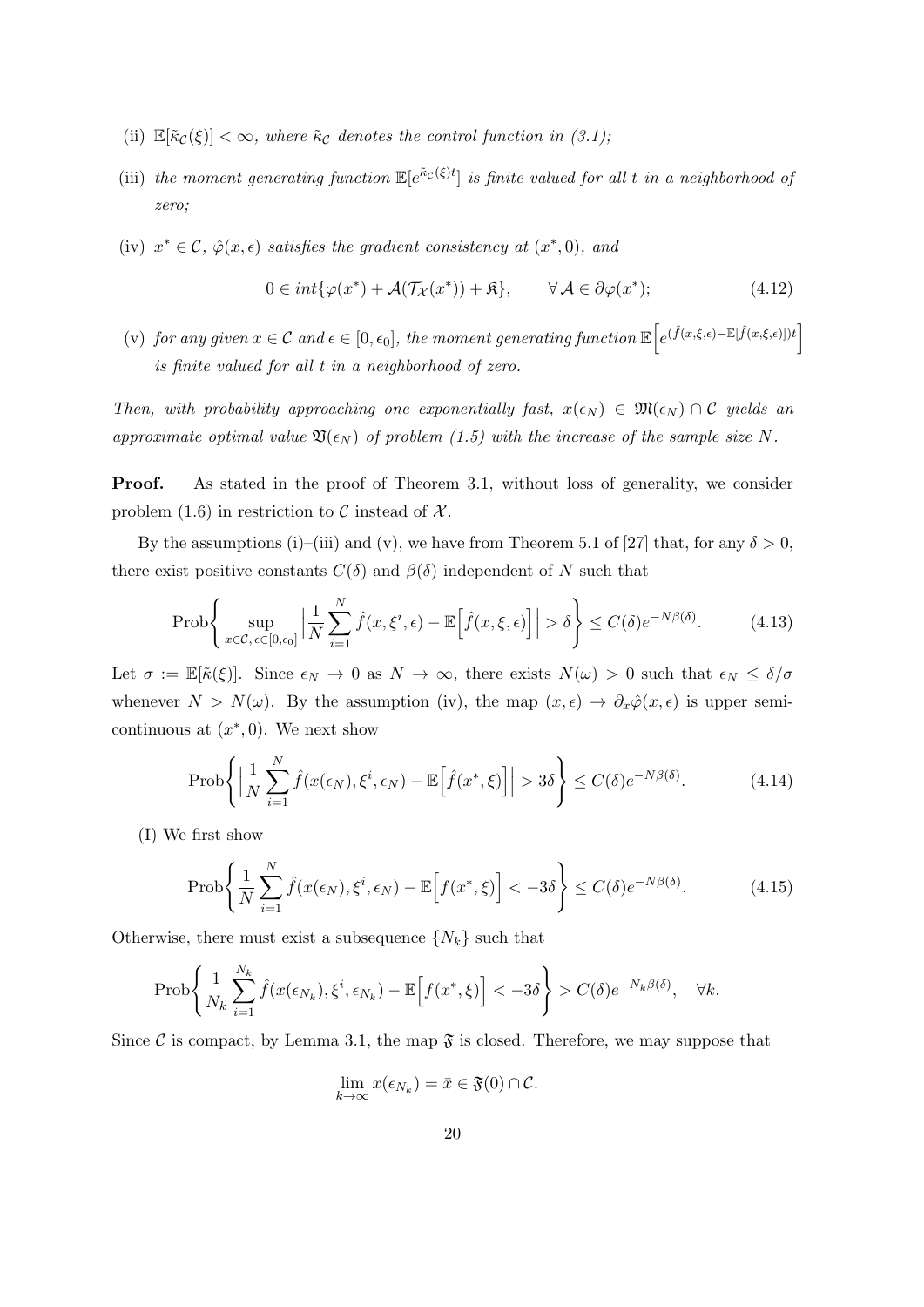(ii) $\mathbb{E}[\tilde{\kappa}_{\mathcal{C}}(\xi)] < \infty$, *where* $\tilde{\kappa}_{\mathcal{C}}$ *denotes the control function in (3.1);*

(iii) *the moment generating function* $\mathbb{E}[e^{\tilde{\kappa}_{\mathcal{C}}(\xi)t}]$ *is finite valued for all* $t$ *in a neighborhood of zero;*

(iv) $x^* \in \mathcal{C}$, $\hat{\varphi}(x, \epsilon)$ *satisfies the gradient consistency at* $(x^*, 0)$, *and*

$$0 \in int\{\varphi(x^*) + \mathcal{A}(\mathcal{T}_{\mathcal{X}}(x^*)) + \mathfrak{K}\}, \qquad \forall\, \mathcal{A} \in \partial\varphi(x^*); \tag{4.12}$$

(v) *for any given* $x \in \mathcal{C}$ *and* $\epsilon \in [0, \epsilon_0]$, *the moment generating function* $\mathbb{E}\Big[e^{(\hat{f}(x,\xi,\epsilon) - \mathbb{E}[\hat{f}(x,\xi,\epsilon)])t}\Big]$ *is finite valued for all* $t$ *in a neighborhood of zero.*

*Then, with probability approaching one exponentially fast,* $x(\epsilon_N) \in \mathfrak{M}(\epsilon_N) \cap \mathcal{C}$ *yields an approximate optimal value* $\mathfrak{V}(\epsilon_N)$ *of problem (1.5) with the increase of the sample size* $N$.

**Proof.** As stated in the proof of Theorem 3.1, without loss of generality, we consider problem (1.6) in restriction to $\mathcal{C}$ instead of $\mathcal{X}$.

By the assumptions (i)–(iii) and (v), we have from Theorem 5.1 of [27] that, for any $\delta > 0$, there exist positive constants $C(\delta)$ and $\beta(\delta)$ independent of $N$ such that

$$\text{Prob}\left\{ \sup_{x \in \mathcal{C},\, \epsilon \in [0, \epsilon_0]} \Big| \frac{1}{N} \sum_{i=1}^{N} \hat{f}(x, \xi^i, \epsilon) - \mathbb{E}\Big[\hat{f}(x, \xi, \epsilon)\Big] \Big| > \delta \right\} \leq C(\delta) e^{-N\beta(\delta)}. \tag{4.13}$$

Let $\sigma := \mathbb{E}[\tilde{\kappa}(\xi)]$. Since $\epsilon_N \to 0$ as $N \to \infty$, there exists $N(\omega) > 0$ such that $\epsilon_N \leq \delta/\sigma$ whenever $N > N(\omega)$. By the assumption (iv), the map $(x, \epsilon) \to \partial_x \hat{\varphi}(x, \epsilon)$ is upper semi-continuous at $(x^*, 0)$. We next show

$$\text{Prob}\left\{ \Big| \frac{1}{N} \sum_{i=1}^{N} \hat{f}(x(\epsilon_N), \xi^i, \epsilon_N) - \mathbb{E}\Big[\hat{f}(x^*, \xi)\Big] \Big| > 3\delta \right\} \leq C(\delta) e^{-N\beta(\delta)}. \tag{4.14}$$

(I) We first show

$$\text{Prob}\left\{ \frac{1}{N} \sum_{i=1}^{N} \hat{f}(x(\epsilon_N), \xi^i, \epsilon_N) - \mathbb{E}\Big[f(x^*, \xi)\Big] < -3\delta \right\} \leq C(\delta) e^{-N\beta(\delta)}. \tag{4.15}$$

Otherwise, there must exist a subsequence $\{N_k\}$ such that

$$\text{Prob}\left\{ \frac{1}{N_k} \sum_{i=1}^{N_k} \hat{f}(x(\epsilon_{N_k}), \xi^i, \epsilon_{N_k}) - \mathbb{E}\Big[f(x^*, \xi)\Big] < -3\delta \right\} > C(\delta) e^{-N_k\beta(\delta)}, \quad \forall k.$$

Since $\mathcal{C}$ is compact, by Lemma 3.1, the map $\mathfrak{F}$ is closed. Therefore, we may suppose that

$$\lim_{k\to\infty} x(\epsilon_{N_k}) = \bar{x} \in \mathfrak{F}(0) \cap \mathcal{C}.$$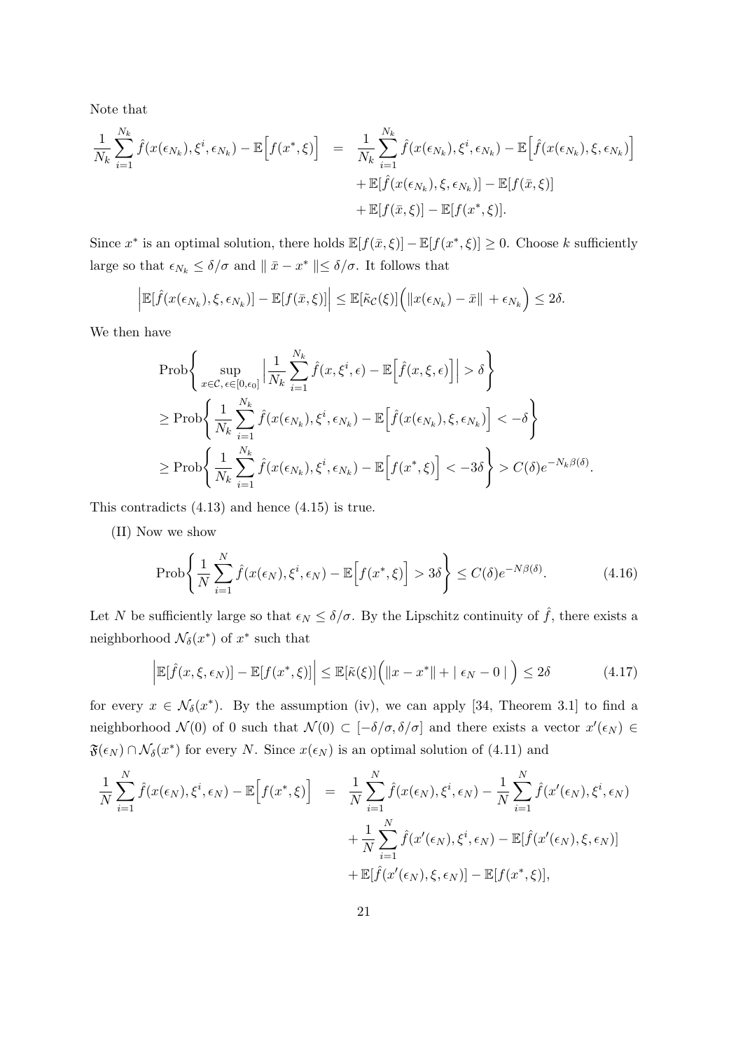Note that

$$
\begin{aligned}
\frac{1}{N_k}\sum_{i=1}^{N_k}\hat{f}(x(\epsilon_{N_k}),\xi^i,\epsilon_{N_k}) - \mathbb{E}\Big[f(x^*,\xi)\Big] \;&=\; \frac{1}{N_k}\sum_{i=1}^{N_k}\hat{f}(x(\epsilon_{N_k}),\xi^i,\epsilon_{N_k}) - \mathbb{E}\Big[\hat{f}(x(\epsilon_{N_k}),\xi,\epsilon_{N_k})\Big] \\
&\quad + \mathbb{E}[\hat{f}(x(\epsilon_{N_k}),\xi,\epsilon_{N_k})] - \mathbb{E}[f(\bar{x},\xi)] \\
&\quad + \mathbb{E}[f(\bar{x},\xi)] - \mathbb{E}[f(x^*,\xi)].
\end{aligned}
$$

Since $x^*$ is an optimal solution, there holds $\mathbb{E}[f(\bar{x},\xi)] - \mathbb{E}[f(x^*,\xi)] \geq 0$. Choose $k$ sufficiently large so that $\epsilon_{N_k} \leq \delta/\sigma$ and $\| \bar{x} - x^* \| \leq \delta/\sigma$. It follows that

$$
\Big|\mathbb{E}[\hat{f}(x(\epsilon_{N_k}),\xi,\epsilon_{N_k})] - \mathbb{E}[f(\bar{x},\xi)]\Big| \leq \mathbb{E}[\tilde{\kappa}_{\mathcal{C}}(\xi)]\Big(\|x(\epsilon_{N_k}) - \bar{x}\| + \epsilon_{N_k}\Big) \leq 2\delta.
$$

We then have

$$
\begin{aligned}
&\mathrm{Prob}\Bigg\{\sup_{x\in\mathcal{C},\,\epsilon\in[0,\epsilon_0]}\Big|\frac{1}{N_k}\sum_{i=1}^{N_k}\hat{f}(x,\xi^i,\epsilon) - \mathbb{E}\Big[\hat{f}(x,\xi,\epsilon)\Big]\Big| > \delta\Bigg\} \\
&\geq \mathrm{Prob}\Bigg\{\frac{1}{N_k}\sum_{i=1}^{N_k}\hat{f}(x(\epsilon_{N_k}),\xi^i,\epsilon_{N_k}) - \mathbb{E}\Big[\hat{f}(x(\epsilon_{N_k}),\xi,\epsilon_{N_k})\Big] < -\delta\Bigg\} \\
&\geq \mathrm{Prob}\Bigg\{\frac{1}{N_k}\sum_{i=1}^{N_k}\hat{f}(x(\epsilon_{N_k}),\xi^i,\epsilon_{N_k}) - \mathbb{E}\Big[f(x^*,\xi)\Big] < -3\delta\Bigg\} > C(\delta)e^{-N_k\beta(\delta)}.
\end{aligned}
$$

This contradicts (4.13) and hence (4.15) is true.

(II) Now we show

$$
\mathrm{Prob}\Bigg\{\frac{1}{N}\sum_{i=1}^{N}\hat{f}(x(\epsilon_N),\xi^i,\epsilon_N) - \mathbb{E}\Big[f(x^*,\xi)\Big] > 3\delta\Bigg\} \leq C(\delta)e^{-N\beta(\delta)}. \tag{4.16}
$$

Let $N$ be sufficiently large so that $\epsilon_N \leq \delta/\sigma$. By the Lipschitz continuity of $\hat{f}$, there exists a neighborhood $\mathcal{N}_\delta(x^*)$ of $x^*$ such that

$$
\Big|\mathbb{E}[\hat{f}(x,\xi,\epsilon_N)] - \mathbb{E}[f(x^*,\xi)]\Big| \leq \mathbb{E}[\tilde{\kappa}(\xi)]\Big(\|x - x^*\| + |\ \epsilon_N - 0\ |\ \Big) \leq 2\delta \tag{4.17}
$$

for every $x \in \mathcal{N}_\delta(x^*)$. By the assumption (iv), we can apply [34, Theorem 3.1] to find a neighborhood $\mathcal{N}(0)$ of 0 such that $\mathcal{N}(0) \subset [-\delta/\sigma, \delta/\sigma]$ and there exists a vector $x'(\epsilon_N) \in \mathfrak{F}(\epsilon_N) \cap \mathcal{N}_\delta(x^*)$ for every $N$. Since $x(\epsilon_N)$ is an optimal solution of (4.11) and

$$
\begin{aligned}
\frac{1}{N}\sum_{i=1}^{N}\hat{f}(x(\epsilon_N),\xi^i,\epsilon_N) - \mathbb{E}\Big[f(x^*,\xi)\Big] \;&=\; \frac{1}{N}\sum_{i=1}^{N}\hat{f}(x(\epsilon_N),\xi^i,\epsilon_N) - \frac{1}{N}\sum_{i=1}^{N}\hat{f}(x'(\epsilon_N),\xi^i,\epsilon_N) \\
&\quad + \frac{1}{N}\sum_{i=1}^{N}\hat{f}(x'(\epsilon_N),\xi^i,\epsilon_N) - \mathbb{E}[\hat{f}(x'(\epsilon_N),\xi,\epsilon_N)] \\
&\quad + \mathbb{E}[\hat{f}(x'(\epsilon_N),\xi,\epsilon_N)] - \mathbb{E}[f(x^*,\xi)],
\end{aligned}
$$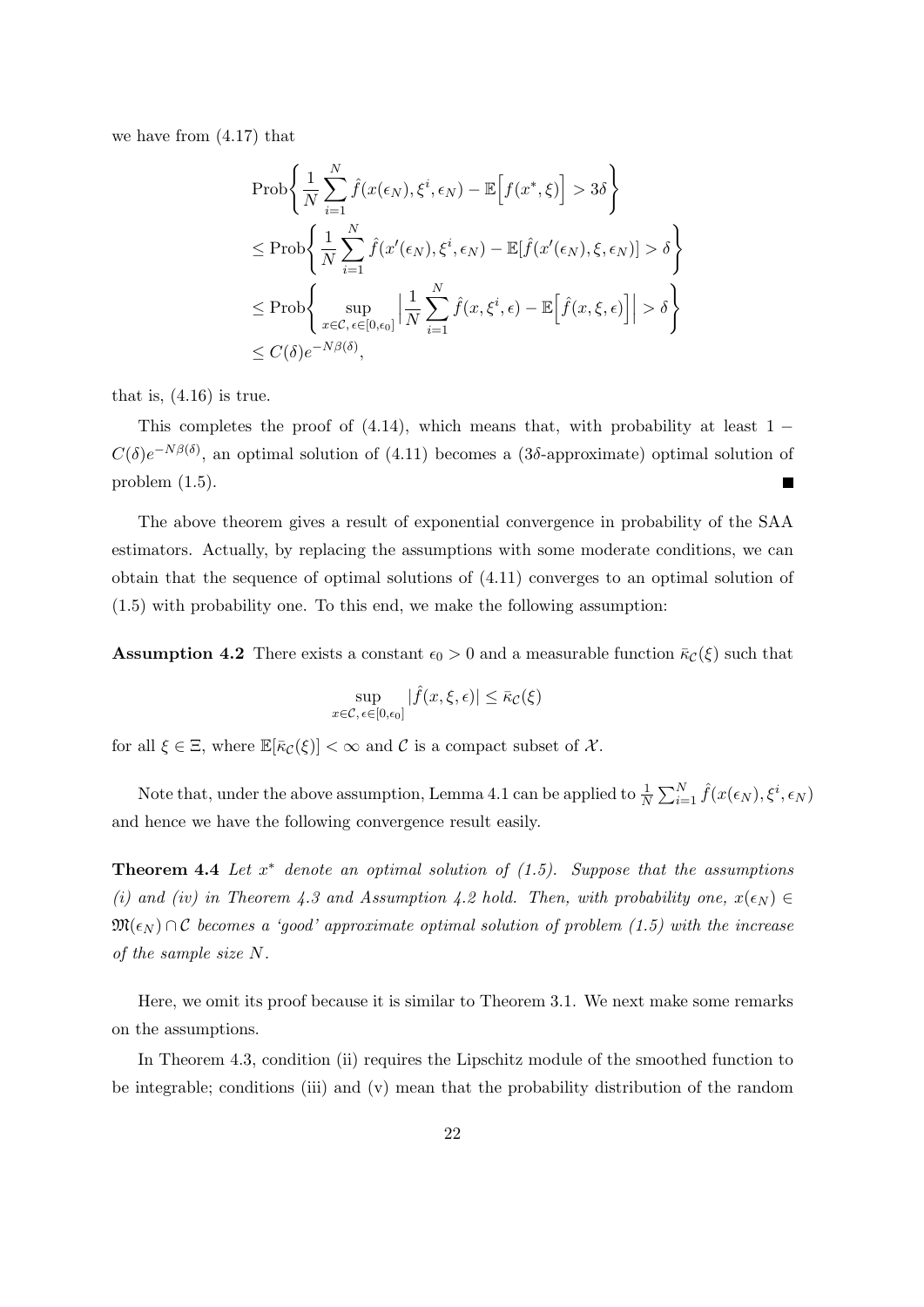we have from (4.17) that

$$
\begin{aligned}
&\text{Prob}\left\{ \frac{1}{N}\sum_{i=1}^{N} \hat{f}(x(\epsilon_N), \xi^i, \epsilon_N) - \mathbb{E}\Big[f(x^*, \xi)\Big] > 3\delta \right\} \\
&\leq \text{Prob}\left\{ \frac{1}{N}\sum_{i=1}^{N} \hat{f}(x'(\epsilon_N), \xi^i, \epsilon_N) - \mathbb{E}[\hat{f}(x'(\epsilon_N), \xi, \epsilon_N)] > \delta \right\} \\
&\leq \text{Prob}\left\{ \sup_{x\in\mathcal{C},\, \epsilon\in[0,\epsilon_0]} \Big| \frac{1}{N}\sum_{i=1}^{N} \hat{f}(x, \xi^i, \epsilon) - \mathbb{E}\Big[\hat{f}(x, \xi, \epsilon)\Big]\Big| > \delta \right\} \\
&\leq C(\delta) e^{-N\beta(\delta)},
\end{aligned}
$$

that is, (4.16) is true.

This completes the proof of (4.14), which means that, with probability at least $1 - C(\delta)e^{-N\beta(\delta)}$, an optimal solution of (4.11) becomes a ($3\delta$-approximate) optimal solution of problem (1.5). ■

The above theorem gives a result of exponential convergence in probability of the SAA estimators. Actually, by replacing the assumptions with some moderate conditions, we can obtain that the sequence of optimal solutions of (4.11) converges to an optimal solution of (1.5) with probability one. To this end, we make the following assumption:

**Assumption 4.2** There exists a constant $\epsilon_0 > 0$ and a measurable function $\bar{\kappa}_{\mathcal{C}}(\xi)$ such that

$$
\sup_{x\in\mathcal{C},\, \epsilon\in[0,\epsilon_0]} |\hat{f}(x, \xi, \epsilon)| \leq \bar{\kappa}_{\mathcal{C}}(\xi)
$$

for all $\xi \in \Xi$, where $\mathbb{E}[\bar{\kappa}_{\mathcal{C}}(\xi)] < \infty$ and $\mathcal{C}$ is a compact subset of $\mathcal{X}$.

Note that, under the above assumption, Lemma 4.1 can be applied to $\frac{1}{N}\sum_{i=1}^{N} \hat{f}(x(\epsilon_N), \xi^i, \epsilon_N)$ and hence we have the following convergence result easily.

**Theorem 4.4** *Let $x^*$ denote an optimal solution of (1.5). Suppose that the assumptions (i) and (iv) in Theorem 4.3 and Assumption 4.2 hold. Then, with probability one, $x(\epsilon_N) \in \mathfrak{M}(\epsilon_N) \cap \mathcal{C}$ becomes a 'good' approximate optimal solution of problem (1.5) with the increase of the sample size $N$.*

Here, we omit its proof because it is similar to Theorem 3.1. We next make some remarks on the assumptions.

In Theorem 4.3, condition (ii) requires the Lipschitz module of the smoothed function to be integrable; conditions (iii) and (v) mean that the probability distribution of the random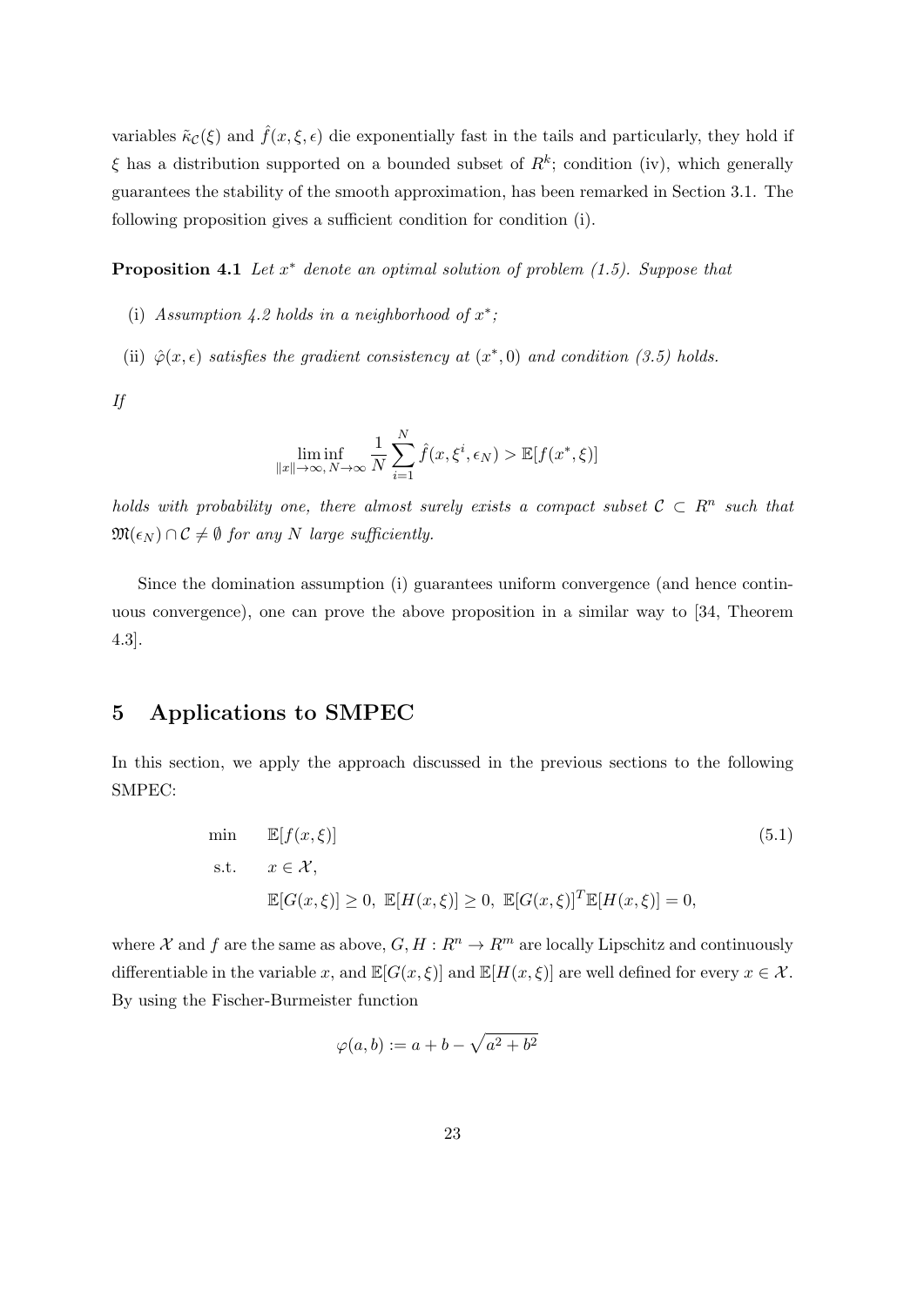variables $\tilde{\kappa}_{\mathcal{C}}(\xi)$ and $\hat{f}(x, \xi, \epsilon)$ die exponentially fast in the tails and particularly, they hold if $\xi$ has a distribution supported on a bounded subset of $R^k$; condition (iv), which generally guarantees the stability of the smooth approximation, has been remarked in Section 3.1. The following proposition gives a sufficient condition for condition (i).

**Proposition 4.1** *Let $x^*$ denote an optimal solution of problem (1.5). Suppose that*

(i) *Assumption 4.2 holds in a neighborhood of $x^*$;*

(ii) *$\hat{\varphi}(x, \epsilon)$ satisfies the gradient consistency at $(x^*, 0)$ and condition (3.5) holds.*

*If*

$$\liminf_{\|x\| \to \infty,\, N \to \infty} \frac{1}{N} \sum_{i=1}^{N} \hat{f}(x, \xi^i, \epsilon_N) > \mathbb{E}[f(x^*, \xi)]$$

*holds with probability one, there almost surely exists a compact subset $\mathcal{C} \subset R^n$ such that $\mathfrak{M}(\epsilon_N) \cap \mathcal{C} \neq \emptyset$ for any $N$ large sufficiently.*

Since the domination assumption (i) guarantees uniform convergence (and hence continuous convergence), one can prove the above proposition in a similar way to [34, Theorem 4.3].

# 5 Applications to SMPEC

In this section, we apply the approach discussed in the previous sections to the following SMPEC:

$$\begin{aligned}
\min \quad & \mathbb{E}[f(x, \xi)] \\
\text{s.t.} \quad & x \in \mathcal{X}, \\
& \mathbb{E}[G(x, \xi)] \geq 0, \ \mathbb{E}[H(x, \xi)] \geq 0, \ \mathbb{E}[G(x, \xi)]^T \mathbb{E}[H(x, \xi)] = 0,
\end{aligned} \tag{5.1}$$

where $\mathcal{X}$ and $f$ are the same as above, $G, H : R^n \to R^m$ are locally Lipschitz and continuously differentiable in the variable $x$, and $\mathbb{E}[G(x, \xi)]$ and $\mathbb{E}[H(x, \xi)]$ are well defined for every $x \in \mathcal{X}$. By using the Fischer-Burmeister function

$$\varphi(a, b) := a + b - \sqrt{a^2 + b^2}$$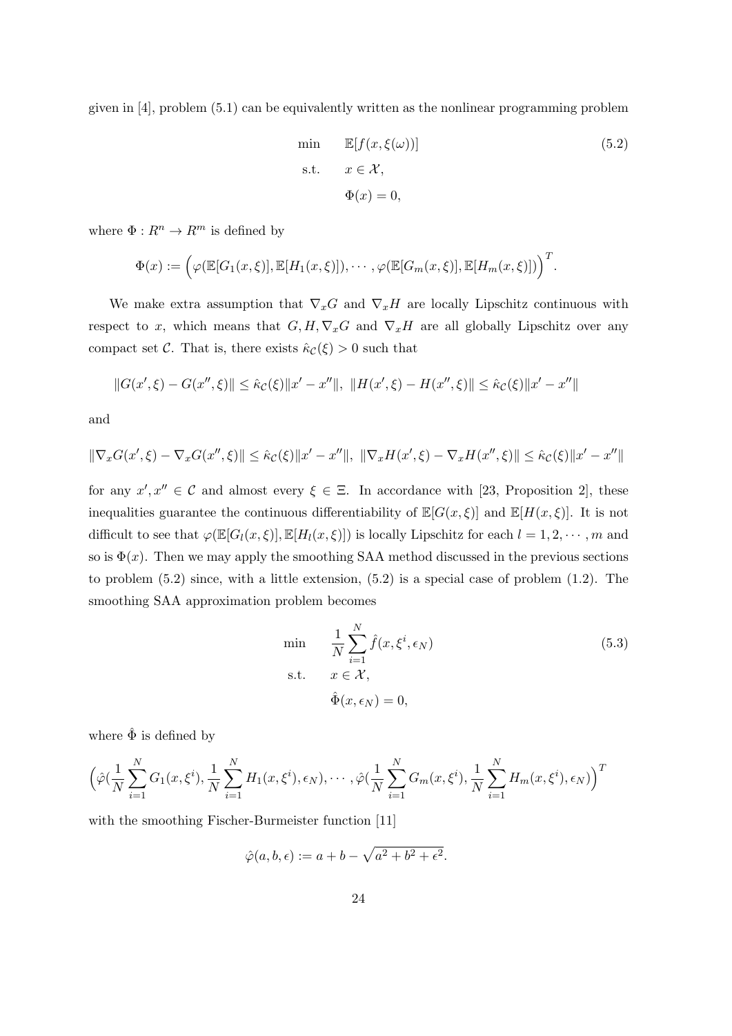given in [4], problem (5.1) can be equivalently written as the nonlinear programming problem

$$
\begin{aligned}
\min \quad & \mathbb{E}[f(x, \xi(\omega))] \\
\text{s.t.} \quad & x \in \mathcal{X}, \\
& \Phi(x) = 0,
\end{aligned}
\tag{5.2}
$$

where $\Phi : R^n \to R^m$ is defined by

$$
\Phi(x) := \Big(\varphi(\mathbb{E}[G_1(x,\xi)], \mathbb{E}[H_1(x,\xi)]), \cdots, \varphi(\mathbb{E}[G_m(x,\xi)], \mathbb{E}[H_m(x,\xi)])\Big)^T.
$$

We make extra assumption that $\nabla_x G$ and $\nabla_x H$ are locally Lipschitz continuous with respect to $x$, which means that $G, H, \nabla_x G$ and $\nabla_x H$ are all globally Lipschitz over any compact set $\mathcal{C}$. That is, there exists $\hat{\kappa}_{\mathcal{C}}(\xi) > 0$ such that

$$
\|G(x', \xi) - G(x'', \xi)\| \leq \hat{\kappa}_{\mathcal{C}}(\xi)\|x' - x''\|, \ \|H(x', \xi) - H(x'', \xi)\| \leq \hat{\kappa}_{\mathcal{C}}(\xi)\|x' - x''\|
$$

and

$$
\|\nabla_x G(x', \xi) - \nabla_x G(x'', \xi)\| \leq \hat{\kappa}_{\mathcal{C}}(\xi)\|x' - x''\|, \ \|\nabla_x H(x', \xi) - \nabla_x H(x'', \xi)\| \leq \hat{\kappa}_{\mathcal{C}}(\xi)\|x' - x''\|
$$

for any $x', x'' \in \mathcal{C}$ and almost every $\xi \in \Xi$. In accordance with [23, Proposition 2], these inequalities guarantee the continuous differentiability of $\mathbb{E}[G(x,\xi)]$ and $\mathbb{E}[H(x,\xi)]$. It is not difficult to see that $\varphi(\mathbb{E}[G_l(x,\xi)], \mathbb{E}[H_l(x,\xi)])$ is locally Lipschitz for each $l = 1, 2, \cdots, m$ and so is $\Phi(x)$. Then we may apply the smoothing SAA method discussed in the previous sections to problem (5.2) since, with a little extension, (5.2) is a special case of problem (1.2). The smoothing SAA approximation problem becomes

$$
\begin{aligned}
\min \quad & \frac{1}{N}\sum_{i=1}^{N} \hat{f}(x, \xi^i, \epsilon_N) \\
\text{s.t.} \quad & x \in \mathcal{X}, \\
& \hat{\Phi}(x, \epsilon_N) = 0,
\end{aligned}
\tag{5.3}
$$

where $\hat{\Phi}$ is defined by

$$
\Big(\hat{\varphi}(\frac{1}{N}\sum_{i=1}^{N} G_1(x,\xi^i), \frac{1}{N}\sum_{i=1}^{N} H_1(x,\xi^i), \epsilon_N), \cdots, \hat{\varphi}(\frac{1}{N}\sum_{i=1}^{N} G_m(x,\xi^i), \frac{1}{N}\sum_{i=1}^{N} H_m(x,\xi^i), \epsilon_N)\Big)^T
$$

with the smoothing Fischer-Burmeister function [11]

$$
\hat{\varphi}(a, b, \epsilon) := a + b - \sqrt{a^2 + b^2 + \epsilon^2}.
$$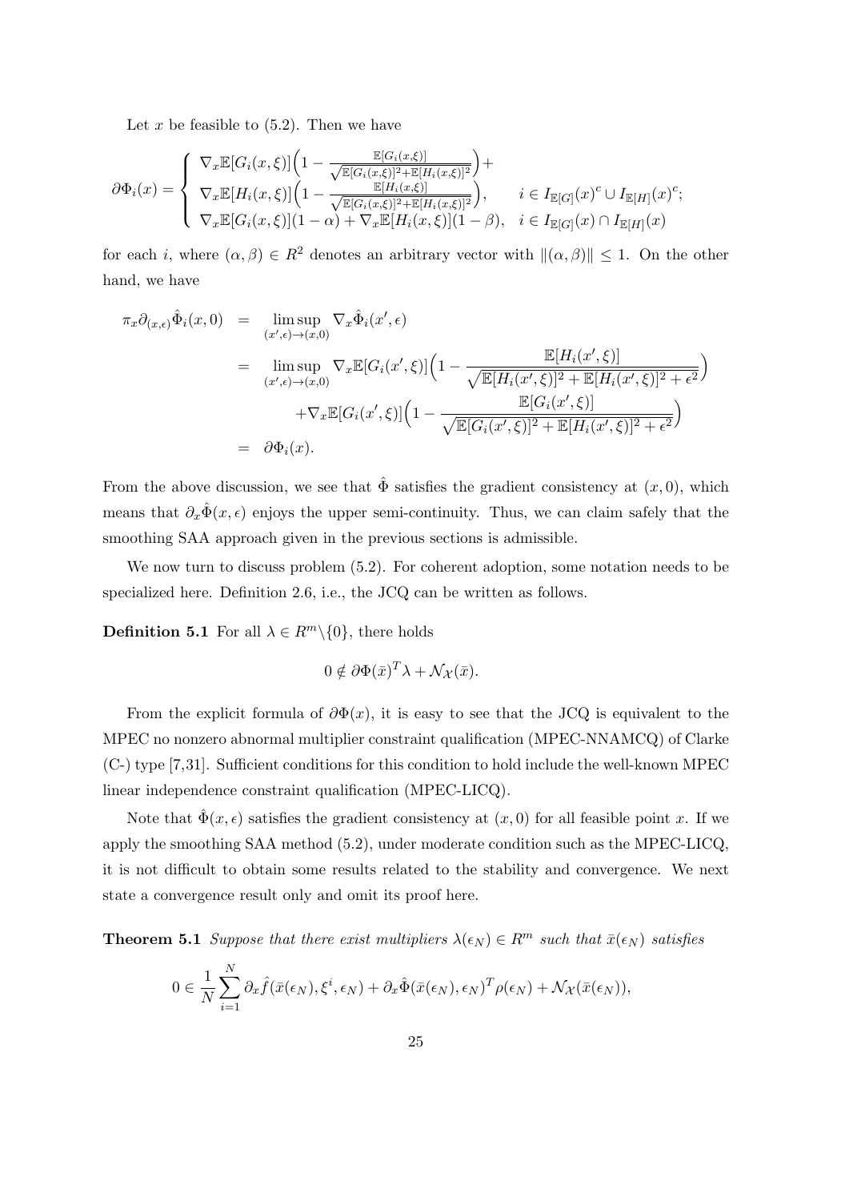Let $x$ be feasible to (5.2). Then we have

$$\partial\Phi_i(x) = \begin{cases} \nabla_x \mathbb{E}[G_i(x,\xi)]\Big(1 - \frac{\mathbb{E}[G_i(x,\xi)]}{\sqrt{\mathbb{E}[G_i(x,\xi)]^2 + \mathbb{E}[H_i(x,\xi)]^2}}\Big) + \\ \nabla_x \mathbb{E}[H_i(x,\xi)]\Big(1 - \frac{\mathbb{E}[H_i(x,\xi)]}{\sqrt{\mathbb{E}[G_i(x,\xi)]^2 + \mathbb{E}[H_i(x,\xi)]^2}}\Big), & i \in I_{\mathbb{E}[G]}(x)^c \cup I_{\mathbb{E}[H]}(x)^c; \\ \nabla_x \mathbb{E}[G_i(x,\xi)](1-\alpha) + \nabla_x \mathbb{E}[H_i(x,\xi)](1-\beta), & i \in I_{\mathbb{E}[G]}(x) \cap I_{\mathbb{E}[H]}(x) \end{cases}$$

for each $i$, where $(\alpha, \beta) \in R^2$ denotes an arbitrary vector with $\|(\alpha,\beta)\| \leq 1$. On the other hand, we have

$$\begin{aligned} \pi_x \partial_{(x,\epsilon)} \hat{\Phi}_i(x, 0) &= \limsup_{(x',\epsilon)\to(x,0)} \nabla_x \hat{\Phi}_i(x', \epsilon) \\ &= \limsup_{(x',\epsilon)\to(x,0)} \nabla_x \mathbb{E}[G_i(x',\xi)]\Big(1 - \frac{\mathbb{E}[H_i(x',\xi)]}{\sqrt{\mathbb{E}[H_i(x',\xi)]^2 + \mathbb{E}[H_i(x',\xi)]^2 + \epsilon^2}}\Big) \\ &\quad + \nabla_x \mathbb{E}[G_i(x',\xi)]\Big(1 - \frac{\mathbb{E}[G_i(x',\xi)]}{\sqrt{\mathbb{E}[G_i(x',\xi)]^2 + \mathbb{E}[H_i(x',\xi)]^2 + \epsilon^2}}\Big) \\ &= \partial\Phi_i(x). \end{aligned}$$

From the above discussion, we see that $\hat{\Phi}$ satisfies the gradient consistency at $(x, 0)$, which means that $\partial_x \hat{\Phi}(x, \epsilon)$ enjoys the upper semi-continuity. Thus, we can claim safely that the smoothing SAA approach given in the previous sections is admissible.

We now turn to discuss problem (5.2). For coherent adoption, some notation needs to be specialized here. Definition 2.6, i.e., the JCQ can be written as follows.

**Definition 5.1** For all $\lambda \in R^m \backslash \{0\}$, there holds

$$0 \notin \partial\Phi(\bar{x})^T \lambda + \mathcal{N}_{\mathcal{X}}(\bar{x}).$$

From the explicit formula of $\partial\Phi(x)$, it is easy to see that the JCQ is equivalent to the MPEC no nonzero abnormal multiplier constraint qualification (MPEC-NNAMCQ) of Clarke (C-) type [7,31]. Sufficient conditions for this condition to hold include the well-known MPEC linear independence constraint qualification (MPEC-LICQ).

Note that $\hat{\Phi}(x, \epsilon)$ satisfies the gradient consistency at $(x, 0)$ for all feasible point $x$. If we apply the smoothing SAA method (5.2), under moderate condition such as the MPEC-LICQ, it is not difficult to obtain some results related to the stability and convergence. We next state a convergence result only and omit its proof here.

**Theorem 5.1** *Suppose that there exist multipliers $\lambda(\epsilon_N) \in R^m$ such that $\bar{x}(\epsilon_N)$ satisfies*

$$0 \in \frac{1}{N}\sum_{i=1}^{N} \partial_x \hat{f}(\bar{x}(\epsilon_N), \xi^i, \epsilon_N) + \partial_x \hat{\Phi}(\bar{x}(\epsilon_N), \epsilon_N)^T \rho(\epsilon_N) + \mathcal{N}_{\mathcal{X}}(\bar{x}(\epsilon_N)),$$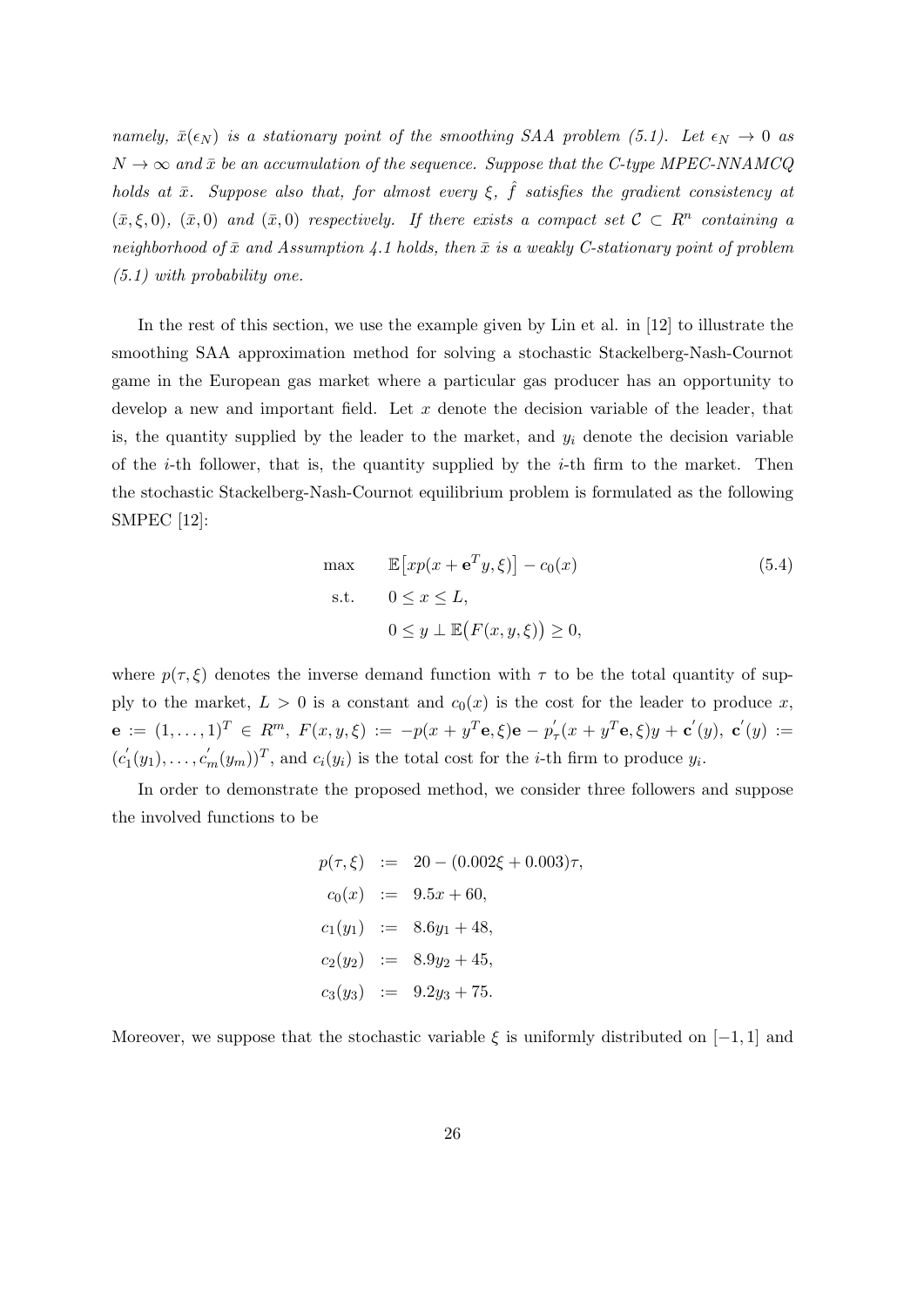*namely, $\bar{x}(\epsilon_N)$ is a stationary point of the smoothing SAA problem (5.1). Let $\epsilon_N \to 0$ as $N \to \infty$ and $\bar{x}$ be an accumulation of the sequence. Suppose that the C-type MPEC-NNAMCQ holds at $\bar{x}$. Suppose also that, for almost every $\xi$, $\hat{f}$ satisfies the gradient consistency at $(\bar{x}, \xi, 0)$, $(\bar{x}, 0)$ and $(\bar{x}, 0)$ respectively. If there exists a compact set $\mathcal{C} \subset R^n$ containing a neighborhood of $\bar{x}$ and Assumption 4.1 holds, then $\bar{x}$ is a weakly C-stationary point of problem (5.1) with probability one.*

In the rest of this section, we use the example given by Lin et al. in [12] to illustrate the smoothing SAA approximation method for solving a stochastic Stackelberg-Nash-Cournot game in the European gas market where a particular gas producer has an opportunity to develop a new and important field. Let $x$ denote the decision variable of the leader, that is, the quantity supplied by the leader to the market, and $y_i$ denote the decision variable of the $i$-th follower, that is, the quantity supplied by the $i$-th firm to the market. Then the stochastic Stackelberg-Nash-Cournot equilibrium problem is formulated as the following SMPEC [12]:

$$
\begin{aligned}
\max \quad & \mathbb{E}\big[xp(x + \mathbf{e}^T y, \xi)\big] - c_0(x) \\
\text{s.t.} \quad & 0 \le x \le L, \\
& 0 \le y \perp \mathbb{E}\big(F(x, y, \xi)\big) \ge 0,
\end{aligned}
\tag{5.4}
$$

where $p(\tau, \xi)$ denotes the inverse demand function with $\tau$ to be the total quantity of supply to the market, $L > 0$ is a constant and $c_0(x)$ is the cost for the leader to produce $x$, $\mathbf{e} := (1, \ldots, 1)^T \in R^m$, $F(x, y, \xi) := -p(x + y^T\mathbf{e}, \xi)\mathbf{e} - p_\tau'(x + y^T\mathbf{e}, \xi)y + \mathbf{c}'(y)$, $\mathbf{c}'(y) := (c_1'(y_1), \ldots, c_m'(y_m))^T$, and $c_i(y_i)$ is the total cost for the $i$-th firm to produce $y_i$.

In order to demonstrate the proposed method, we consider three followers and suppose the involved functions to be

$$
\begin{aligned}
p(\tau, \xi) &:= 20 - (0.002\xi + 0.003)\tau, \\
c_0(x) &:= 9.5x + 60, \\
c_1(y_1) &:= 8.6y_1 + 48, \\
c_2(y_2) &:= 8.9y_2 + 45, \\
c_3(y_3) &:= 9.2y_3 + 75.
\end{aligned}
$$

Moreover, we suppose that the stochastic variable $\xi$ is uniformly distributed on $[-1, 1]$ and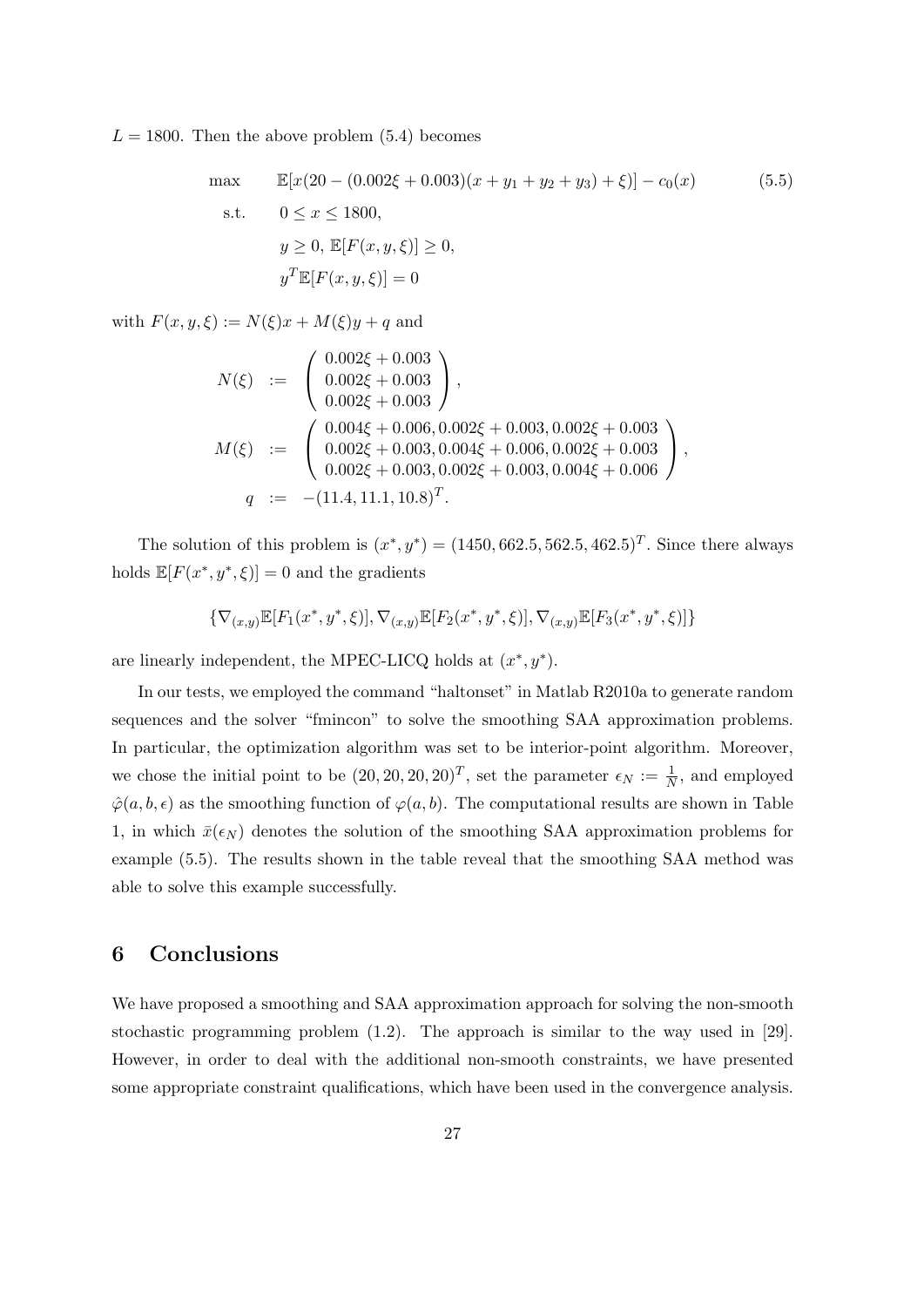$L = 1800$. Then the above problem (5.4) becomes

$$
\begin{aligned}
\max \quad & \mathbb{E}[x(20 - (0.002\xi + 0.003)(x + y_1 + y_2 + y_3) + \xi)] - c_0(x) \\
\text{s.t.} \quad & 0 \leq x \leq 1800, \\
& y \geq 0, \ \mathbb{E}[F(x, y, \xi)] \geq 0, \\
& y^T \mathbb{E}[F(x, y, \xi)] = 0
\end{aligned}
\tag{5.5}
$$

with $F(x, y, \xi) := N(\xi)x + M(\xi)y + q$ and

$$
\begin{aligned}
N(\xi) &:= \begin{pmatrix} 0.002\xi + 0.003 \\ 0.002\xi + 0.003 \\ 0.002\xi + 0.003 \end{pmatrix}, \\
M(\xi) &:= \begin{pmatrix} 0.004\xi + 0.006, 0.002\xi + 0.003, 0.002\xi + 0.003 \\ 0.002\xi + 0.003, 0.004\xi + 0.006, 0.002\xi + 0.003 \\ 0.002\xi + 0.003, 0.002\xi + 0.003, 0.004\xi + 0.006 \end{pmatrix}, \\
q &:= -(11.4, 11.1, 10.8)^T.
\end{aligned}
$$

The solution of this problem is $(x^*, y^*) = (1450, 662.5, 562.5, 462.5)^T$. Since there always holds $\mathbb{E}[F(x^*, y^*, \xi)] = 0$ and the gradients

$$
\{\nabla_{(x,y)}\mathbb{E}[F_1(x^*, y^*, \xi)], \nabla_{(x,y)}\mathbb{E}[F_2(x^*, y^*, \xi)], \nabla_{(x,y)}\mathbb{E}[F_3(x^*, y^*, \xi)]\}
$$

are linearly independent, the MPEC-LICQ holds at $(x^*, y^*)$.

In our tests, we employed the command "haltonset" in Matlab R2010a to generate random sequences and the solver "fmincon" to solve the smoothing SAA approximation problems. In particular, the optimization algorithm was set to be interior-point algorithm. Moreover, we chose the initial point to be $(20, 20, 20, 20)^T$, set the parameter $\epsilon_N := \frac{1}{N}$, and employed $\hat{\varphi}(a, b, \epsilon)$ as the smoothing function of $\varphi(a, b)$. The computational results are shown in Table 1, in which $\bar{x}(\epsilon_N)$ denotes the solution of the smoothing SAA approximation problems for example (5.5). The results shown in the table reveal that the smoothing SAA method was able to solve this example successfully.

## 6 Conclusions

We have proposed a smoothing and SAA approximation approach for solving the non-smooth stochastic programming problem (1.2). The approach is similar to the way used in [29]. However, in order to deal with the additional non-smooth constraints, we have presented some appropriate constraint qualifications, which have been used in the convergence analysis.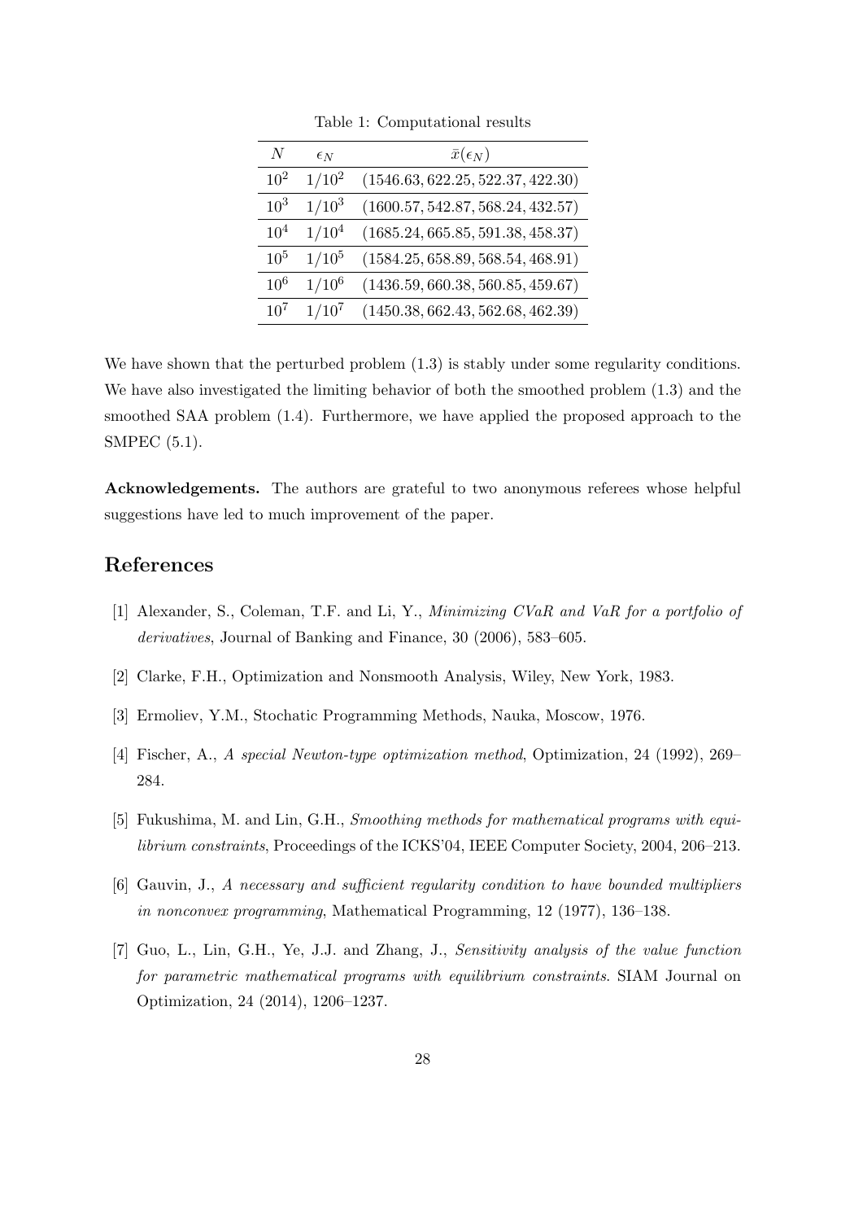Table 1: Computational results

| $N$ | $\epsilon_N$ | $\bar{x}(\epsilon_N)$ |
|---|---|---|
| $10^2$ | $1/10^2$ | $(1546.63, 622.25, 522.37, 422.30)$ |
| $10^3$ | $1/10^3$ | $(1600.57, 542.87, 568.24, 432.57)$ |
| $10^4$ | $1/10^4$ | $(1685.24, 665.85, 591.38, 458.37)$ |
| $10^5$ | $1/10^5$ | $(1584.25, 658.89, 568.54, 468.91)$ |
| $10^6$ | $1/10^6$ | $(1436.59, 660.38, 560.85, 459.67)$ |
| $10^7$ | $1/10^7$ | $(1450.38, 662.43, 562.68, 462.39)$ |

We have shown that the perturbed problem (1.3) is stably under some regularity conditions. We have also investigated the limiting behavior of both the smoothed problem (1.3) and the smoothed SAA problem (1.4). Furthermore, we have applied the proposed approach to the SMPEC (5.1).

**Acknowledgements.** The authors are grateful to two anonymous referees whose helpful suggestions have led to much improvement of the paper.

## References

[1] Alexander, S., Coleman, T.F. and Li, Y., *Minimizing CVaR and VaR for a portfolio of derivatives*, Journal of Banking and Finance, 30 (2006), 583–605.

[2] Clarke, F.H., Optimization and Nonsmooth Analysis, Wiley, New York, 1983.

[3] Ermoliev, Y.M., Stochatic Programming Methods, Nauka, Moscow, 1976.

[4] Fischer, A., *A special Newton-type optimization method*, Optimization, 24 (1992), 269–284.

[5] Fukushima, M. and Lin, G.H., *Smoothing methods for mathematical programs with equilibrium constraints*, Proceedings of the ICKS'04, IEEE Computer Society, 2004, 206–213.

[6] Gauvin, J., *A necessary and sufficient regularity condition to have bounded multipliers in nonconvex programming*, Mathematical Programming, 12 (1977), 136–138.

[7] Guo, L., Lin, G.H., Ye, J.J. and Zhang, J., *Sensitivity analysis of the value function for parametric mathematical programs with equilibrium constraints*. SIAM Journal on Optimization, 24 (2014), 1206–1237.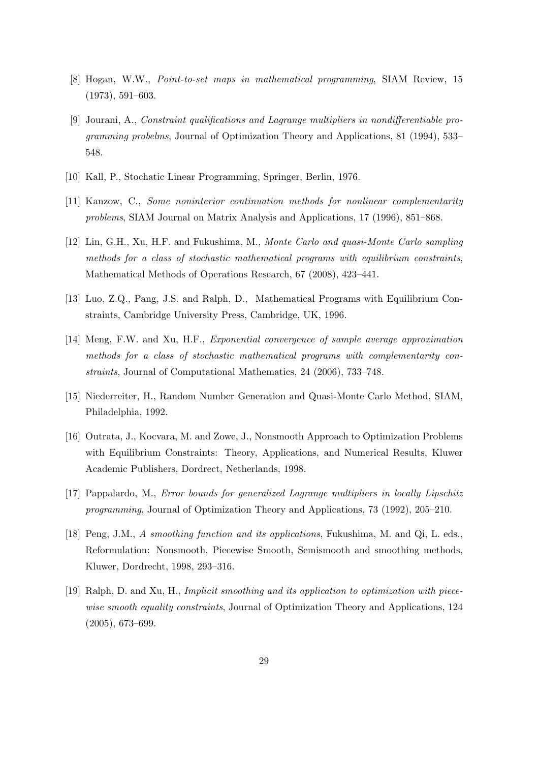[8] Hogan, W.W., *Point-to-set maps in mathematical programming*, SIAM Review, 15 (1973), 591–603.

[9] Jourani, A., *Constraint qualifications and Lagrange multipliers in nondifferentiable programming probelms*, Journal of Optimization Theory and Applications, 81 (1994), 533–548.

[10] Kall, P., Stochatic Linear Programming, Springer, Berlin, 1976.

[11] Kanzow, C., *Some noninterior continuation methods for nonlinear complementarity problems*, SIAM Journal on Matrix Analysis and Applications, 17 (1996), 851–868.

[12] Lin, G.H., Xu, H.F. and Fukushima, M., *Monte Carlo and quasi-Monte Carlo sampling methods for a class of stochastic mathematical programs with equilibrium constraints*, Mathematical Methods of Operations Research, 67 (2008), 423–441.

[13] Luo, Z.Q., Pang, J.S. and Ralph, D., Mathematical Programs with Equilibrium Constraints, Cambridge University Press, Cambridge, UK, 1996.

[14] Meng, F.W. and Xu, H.F., *Exponential convergence of sample average approximation methods for a class of stochastic mathematical programs with complementarity constraints*, Journal of Computational Mathematics, 24 (2006), 733–748.

[15] Niederreiter, H., Random Number Generation and Quasi-Monte Carlo Method, SIAM, Philadelphia, 1992.

[16] Outrata, J., Kocvara, M. and Zowe, J., Nonsmooth Approach to Optimization Problems with Equilibrium Constraints: Theory, Applications, and Numerical Results, Kluwer Academic Publishers, Dordrect, Netherlands, 1998.

[17] Pappalardo, M., *Error bounds for generalized Lagrange multipliers in locally Lipschitz programming*, Journal of Optimization Theory and Applications, 73 (1992), 205–210.

[18] Peng, J.M., *A smoothing function and its applications*, Fukushima, M. and Qi, L. eds., Reformulation: Nonsmooth, Piecewise Smooth, Semismooth and smoothing methods, Kluwer, Dordrecht, 1998, 293–316.

[19] Ralph, D. and Xu, H., *Implicit smoothing and its application to optimization with piecewise smooth equality constraints*, Journal of Optimization Theory and Applications, 124 (2005), 673–699.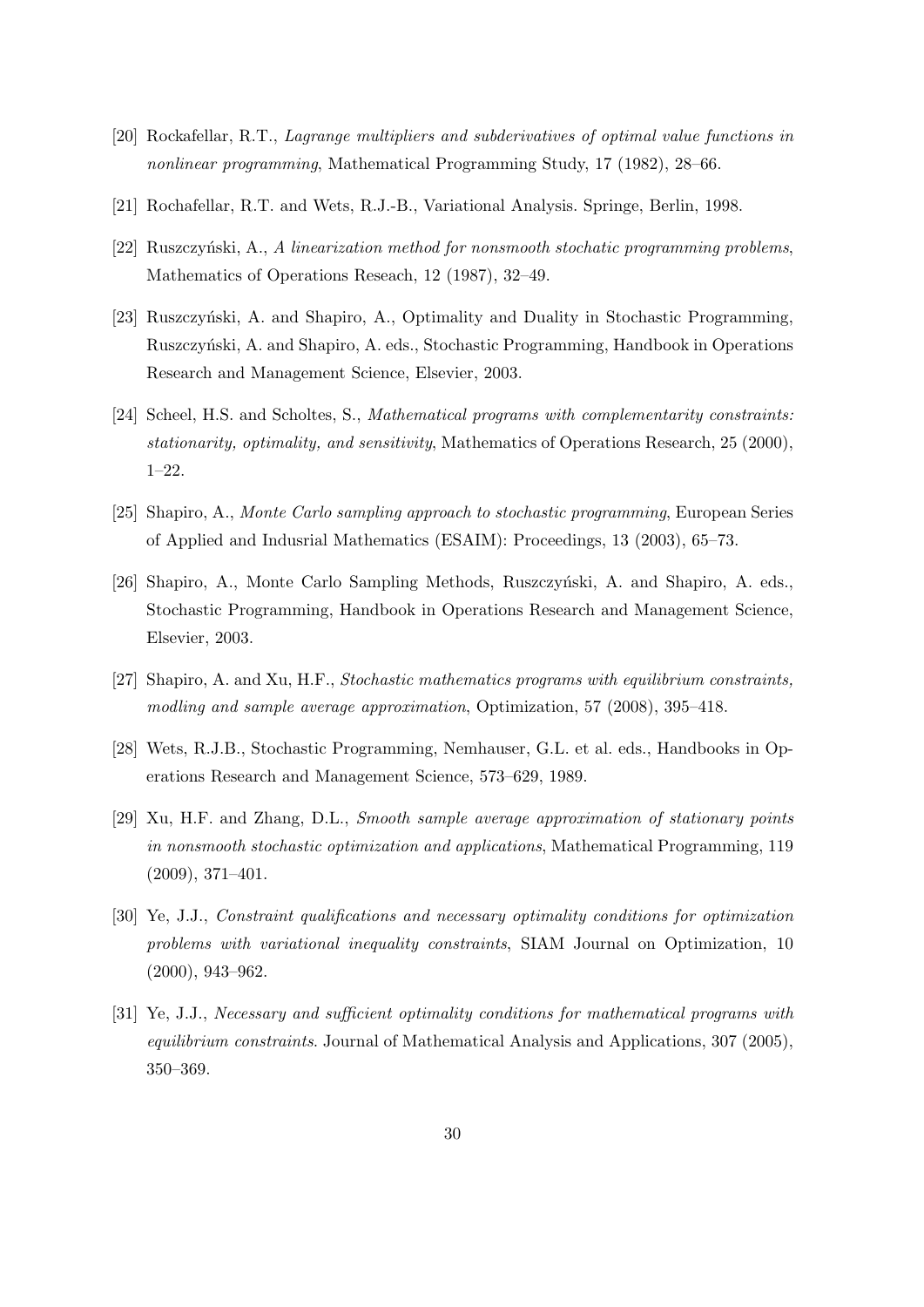[20] Rockafellar, R.T., *Lagrange multipliers and subderivatives of optimal value functions in nonlinear programming*, Mathematical Programming Study, 17 (1982), 28–66.

[21] Rochafellar, R.T. and Wets, R.J.-B., Variational Analysis. Springe, Berlin, 1998.

[22] Ruszczyński, A., *A linearization method for nonsmooth stochatic programming problems*, Mathematics of Operations Reseach, 12 (1987), 32–49.

[23] Ruszczyński, A. and Shapiro, A., Optimality and Duality in Stochastic Programming, Ruszczyński, A. and Shapiro, A. eds., Stochastic Programming, Handbook in Operations Research and Management Science, Elsevier, 2003.

[24] Scheel, H.S. and Scholtes, S., *Mathematical programs with complementarity constraints: stationarity, optimality, and sensitivity*, Mathematics of Operations Research, 25 (2000), 1–22.

[25] Shapiro, A., *Monte Carlo sampling approach to stochastic programming*, European Series of Applied and Indusrial Mathematics (ESAIM): Proceedings, 13 (2003), 65–73.

[26] Shapiro, A., Monte Carlo Sampling Methods, Ruszczyński, A. and Shapiro, A. eds., Stochastic Programming, Handbook in Operations Research and Management Science, Elsevier, 2003.

[27] Shapiro, A. and Xu, H.F., *Stochastic mathematics programs with equilibrium constraints, modling and sample average approximation*, Optimization, 57 (2008), 395–418.

[28] Wets, R.J.B., Stochastic Programming, Nemhauser, G.L. et al. eds., Handbooks in Operations Research and Management Science, 573–629, 1989.

[29] Xu, H.F. and Zhang, D.L., *Smooth sample average approximation of stationary points in nonsmooth stochastic optimization and applications*, Mathematical Programming, 119 (2009), 371–401.

[30] Ye, J.J., *Constraint qualifications and necessary optimality conditions for optimization problems with variational inequality constraints*, SIAM Journal on Optimization, 10 (2000), 943–962.

[31] Ye, J.J., *Necessary and sufficient optimality conditions for mathematical programs with equilibrium constraints*. Journal of Mathematical Analysis and Applications, 307 (2005), 350–369.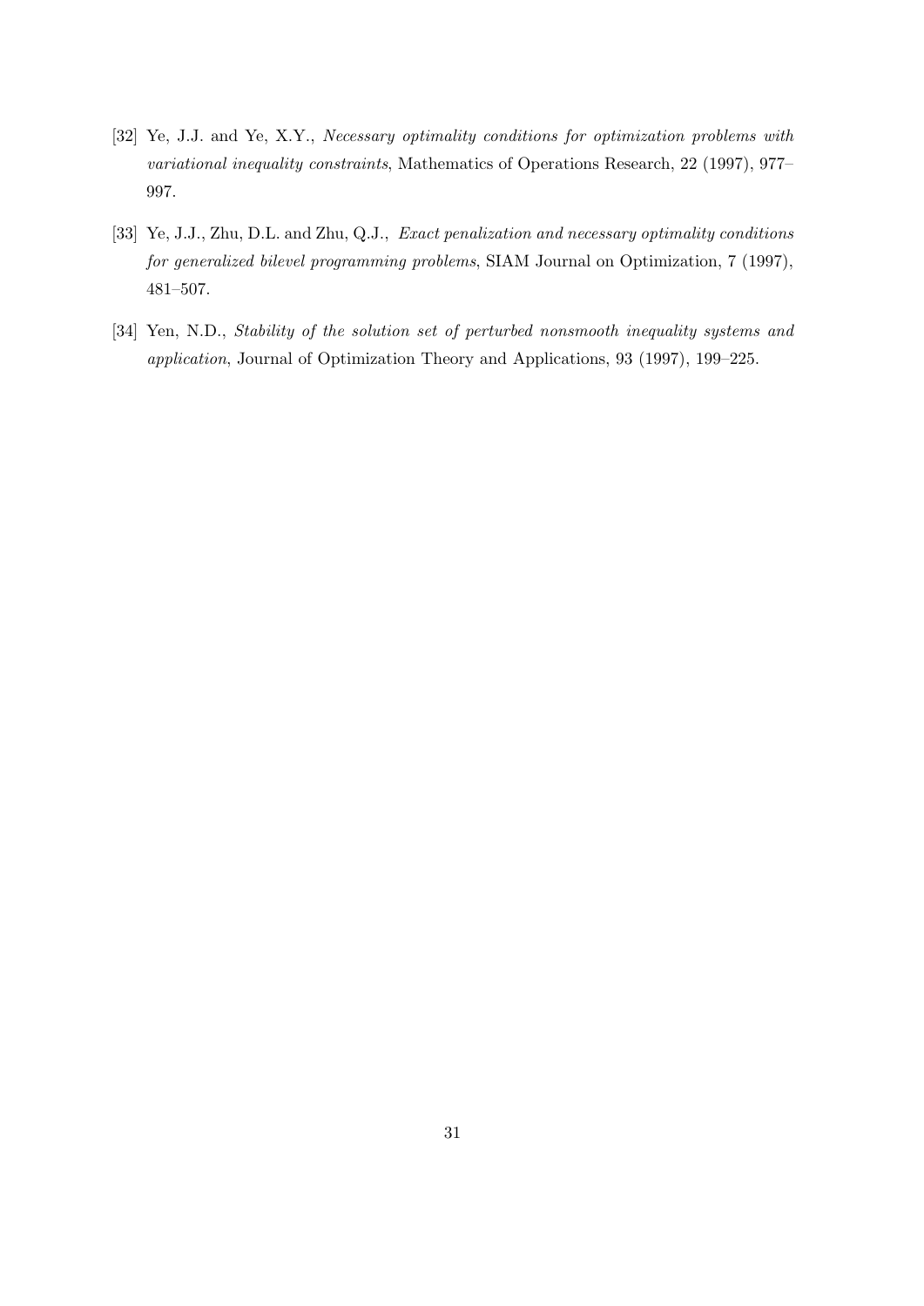[32] Ye, J.J. and Ye, X.Y., *Necessary optimality conditions for optimization problems with variational inequality constraints*, Mathematics of Operations Research, 22 (1997), 977–997.

[33] Ye, J.J., Zhu, D.L. and Zhu, Q.J., *Exact penalization and necessary optimality conditions for generalized bilevel programming problems*, SIAM Journal on Optimization, 7 (1997), 481–507.

[34] Yen, N.D., *Stability of the solution set of perturbed nonsmooth inequality systems and application*, Journal of Optimization Theory and Applications, 93 (1997), 199–225.